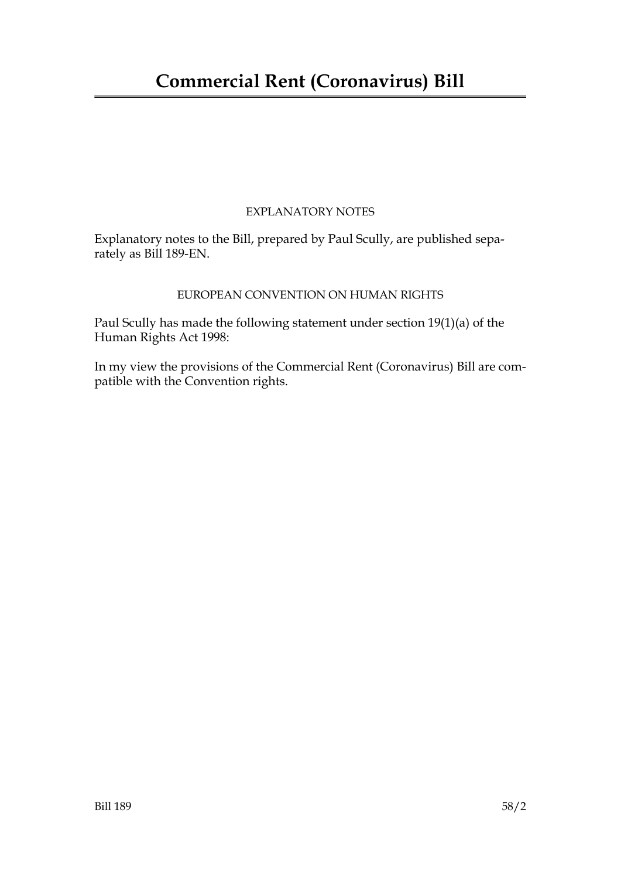# Commercial Rent (Coronavirus) Bill

EXPLANATORY NOTES

Explanatory notes to the Bill, prepared by Paul Scully, are published separately as Bill 189-EN.

EUROPEAN CONVENTION ON HUMAN RIGHTS

Paul Scully has made the following statement under section 19(1)(a) of the Human Rights Act 1998:

In my view the provisions of the Commercial Rent (Coronavirus) Bill are compatible with the Convention rights.

Bill 189 58/2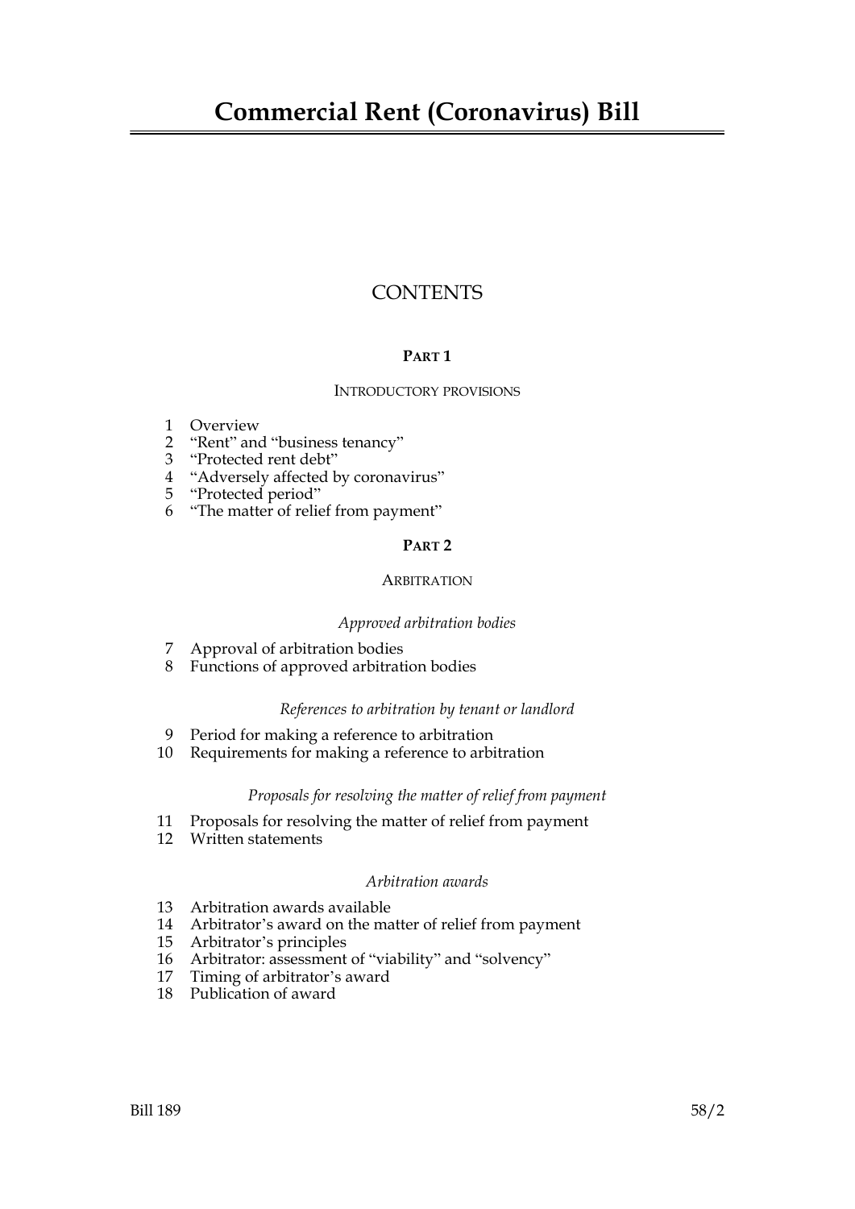# Commercial Rent (Coronavirus) Bill

## CONTENTS

### PART 1

INTRODUCTORY PROVISIONS

1 Overview
2 "Rent" and "business tenancy"
3 "Protected rent debt"
4 "Adversely affected by coronavirus"
5 "Protected period"
6 "The matter of relief from payment"

### PART 2

ARBITRATION

*Approved arbitration bodies*

7 Approval of arbitration bodies
8 Functions of approved arbitration bodies

*References to arbitration by tenant or landlord*

9 Period for making a reference to arbitration
10 Requirements for making a reference to arbitration

*Proposals for resolving the matter of relief from payment*

11 Proposals for resolving the matter of relief from payment
12 Written statements

*Arbitration awards*

13 Arbitration awards available
14 Arbitrator's award on the matter of relief from payment
15 Arbitrator's principles
16 Arbitrator: assessment of "viability" and "solvency"
17 Timing of arbitrator's award
18 Publication of award

Bill 189 58/2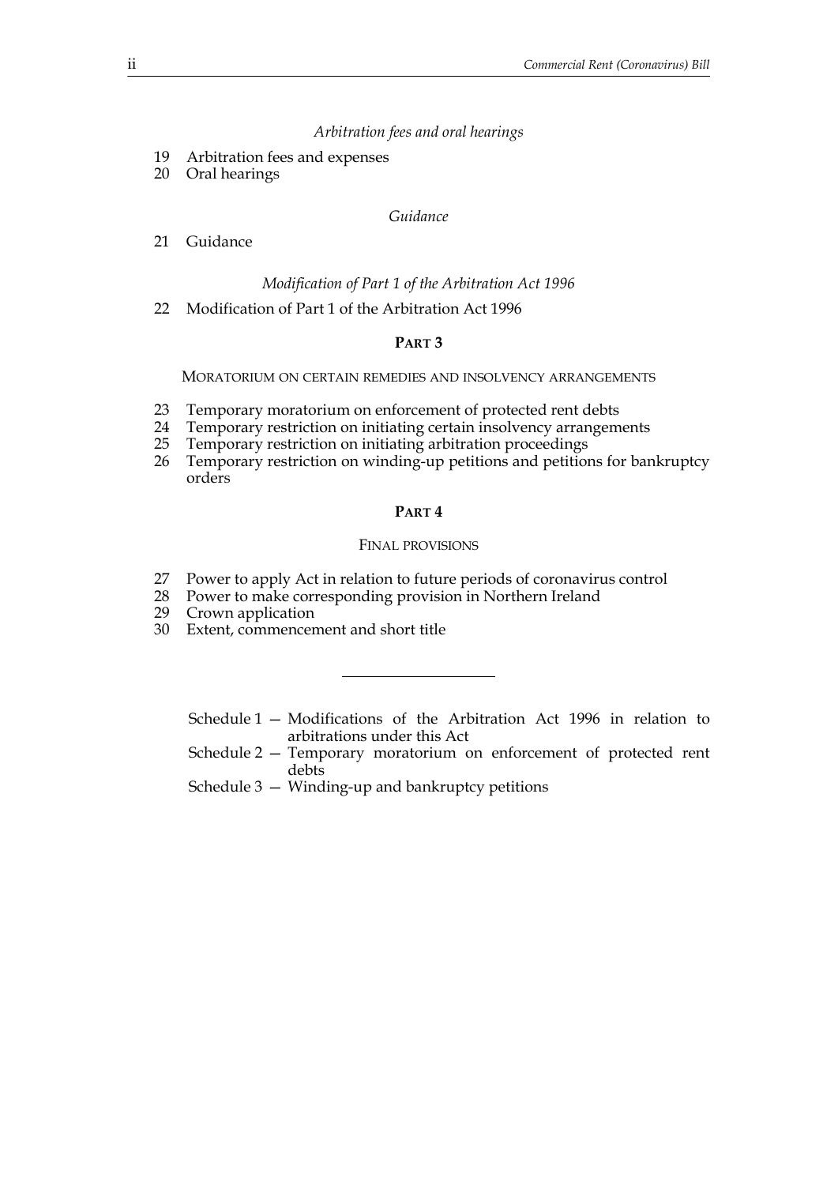*Arbitration fees and oral hearings*

19 Arbitration fees and expenses
20 Oral hearings

*Guidance*

21 Guidance

*Modification of Part 1 of the Arbitration Act 1996*

22 Modification of Part 1 of the Arbitration Act 1996

## PART 3

MORATORIUM ON CERTAIN REMEDIES AND INSOLVENCY ARRANGEMENTS

23 Temporary moratorium on enforcement of protected rent debts
24 Temporary restriction on initiating certain insolvency arrangements
25 Temporary restriction on initiating arbitration proceedings
26 Temporary restriction on winding-up petitions and petitions for bankruptcy orders

## PART 4

FINAL PROVISIONS

27 Power to apply Act in relation to future periods of coronavirus control
28 Power to make corresponding provision in Northern Ireland
29 Crown application
30 Extent, commencement and short title

---

Schedule 1 — Modifications of the Arbitration Act 1996 in relation to arbitrations under this Act
Schedule 2 — Temporary moratorium on enforcement of protected rent debts
Schedule 3 — Winding-up and bankruptcy petitions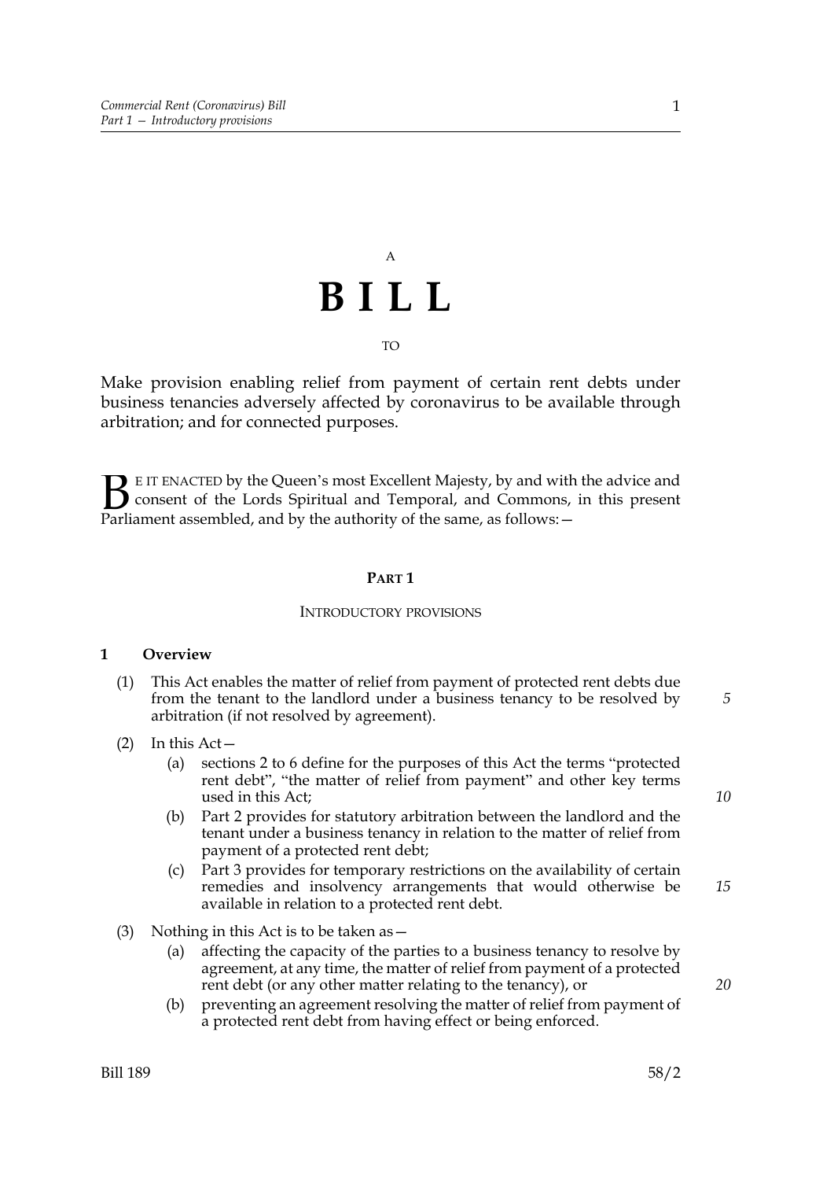A

# BILL

TO

Make provision enabling relief from payment of certain rent debts under business tenancies adversely affected by coronavirus to be available through arbitration; and for connected purposes.

BE IT ENACTED by the Queen's most Excellent Majesty, by and with the advice and consent of the Lords Spiritual and Temporal, and Commons, in this present Parliament assembled, and by the authority of the same, as follows:—

## PART 1

### INTRODUCTORY PROVISIONS

#### 1 Overview

(1) This Act enables the matter of relief from payment of protected rent debts due from the tenant to the landlord under a business tenancy to be resolved by arbitration (if not resolved by agreement).

(2) In this Act—

(a) sections 2 to 6 define for the purposes of this Act the terms "protected rent debt", "the matter of relief from payment" and other key terms used in this Act;

(b) Part 2 provides for statutory arbitration between the landlord and the tenant under a business tenancy in relation to the matter of relief from payment of a protected rent debt;

(c) Part 3 provides for temporary restrictions on the availability of certain remedies and insolvency arrangements that would otherwise be available in relation to a protected rent debt.

(3) Nothing in this Act is to be taken as—

(a) affecting the capacity of the parties to a business tenancy to resolve by agreement, at any time, the matter of relief from payment of a protected rent debt (or any other matter relating to the tenancy), or

(b) preventing an agreement resolving the matter of relief from payment of a protected rent debt from having effect or being enforced.

Bill 189 58/2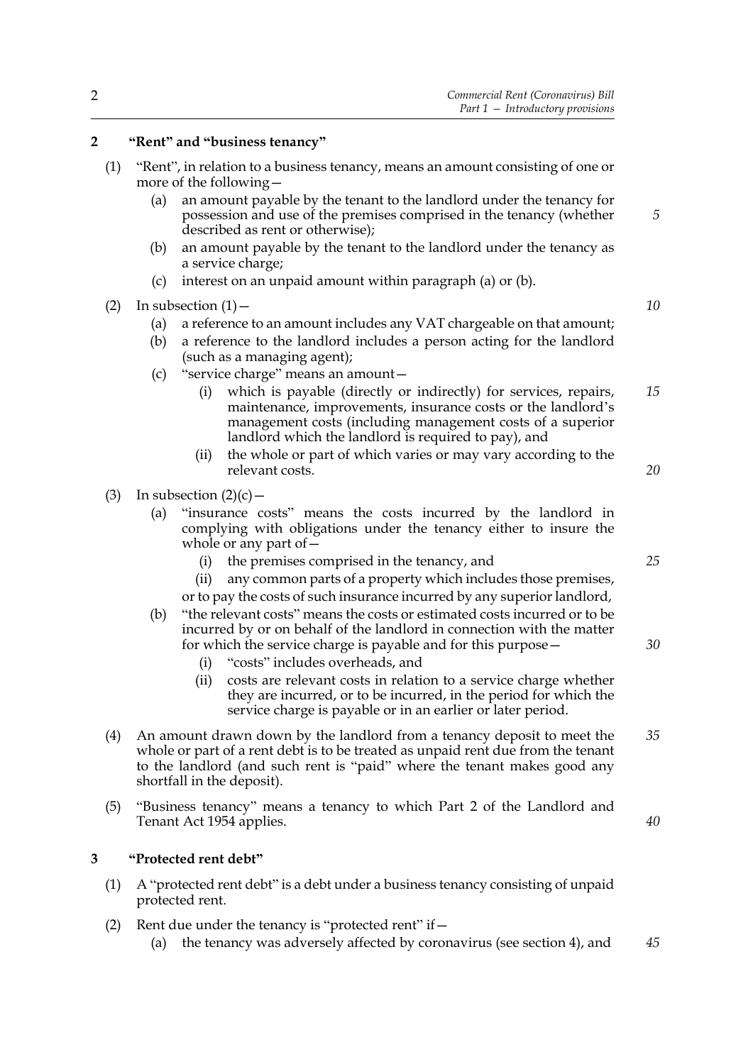## 2 "Rent" and "business tenancy"

(1) "Rent", in relation to a business tenancy, means an amount consisting of one or more of the following—

(a) an amount payable by the tenant to the landlord under the tenancy for possession and use of the premises comprised in the tenancy (whether described as rent or otherwise);

(b) an amount payable by the tenant to the landlord under the tenancy as a service charge;

(c) interest on an unpaid amount within paragraph (a) or (b).

(2) In subsection (1)—

(a) a reference to an amount includes any VAT chargeable on that amount;

(b) a reference to the landlord includes a person acting for the landlord (such as a managing agent);

(c) "service charge" means an amount—

(i) which is payable (directly or indirectly) for services, repairs, maintenance, improvements, insurance costs or the landlord's management costs (including management costs of a superior landlord which the landlord is required to pay), and

(ii) the whole or part of which varies or may vary according to the relevant costs.

(3) In subsection (2)(c)—

(a) "insurance costs" means the costs incurred by the landlord in complying with obligations under the tenancy either to insure the whole or any part of—

(i) the premises comprised in the tenancy, and

(ii) any common parts of a property which includes those premises,

or to pay the costs of such insurance incurred by any superior landlord,

(b) "the relevant costs" means the costs or estimated costs incurred or to be incurred by or on behalf of the landlord in connection with the matter for which the service charge is payable and for this purpose—

(i) "costs" includes overheads, and

(ii) costs are relevant costs in relation to a service charge whether they are incurred, or to be incurred, in the period for which the service charge is payable or in an earlier or later period.

(4) An amount drawn down by the landlord from a tenancy deposit to meet the whole or part of a rent debt is to be treated as unpaid rent due from the tenant to the landlord (and such rent is "paid" where the tenant makes good any shortfall in the deposit).

(5) "Business tenancy" means a tenancy to which Part 2 of the Landlord and Tenant Act 1954 applies.

## 3 "Protected rent debt"

(1) A "protected rent debt" is a debt under a business tenancy consisting of unpaid protected rent.

(2) Rent due under the tenancy is "protected rent" if—

(a) the tenancy was adversely affected by coronavirus (see section 4), and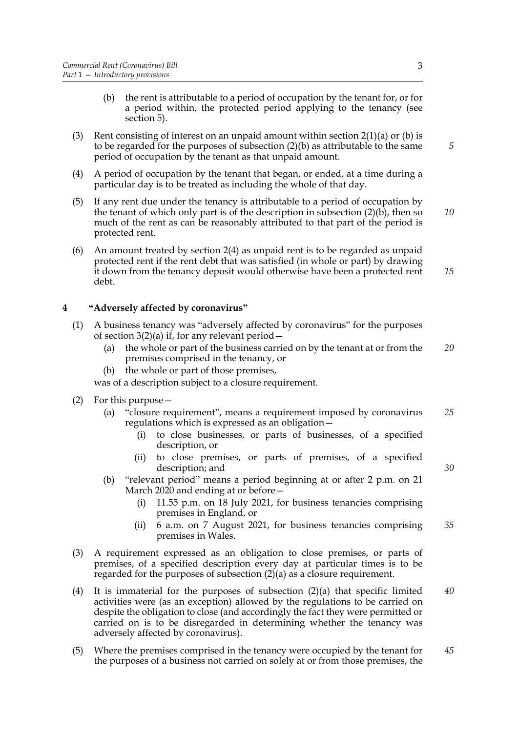(b) the rent is attributable to a period of occupation by the tenant for, or for a period within, the protected period applying to the tenancy (see section 5).

(3) Rent consisting of interest on an unpaid amount within section 2(1)(a) or (b) is to be regarded for the purposes of subsection (2)(b) as attributable to the same period of occupation by the tenant as that unpaid amount.

(4) A period of occupation by the tenant that began, or ended, at a time during a particular day is to be treated as including the whole of that day.

(5) If any rent due under the tenancy is attributable to a period of occupation by the tenant of which only part is of the description in subsection (2)(b), then so much of the rent as can be reasonably attributed to that part of the period is protected rent.

(6) An amount treated by section 2(4) as unpaid rent is to be regarded as unpaid protected rent if the rent debt that was satisfied (in whole or part) by drawing it down from the tenancy deposit would otherwise have been a protected rent debt.

## 4 "Adversely affected by coronavirus"

(1) A business tenancy was "adversely affected by coronavirus" for the purposes of section 3(2)(a) if, for any relevant period—

(a) the whole or part of the business carried on by the tenant at or from the premises comprised in the tenancy, or

(b) the whole or part of those premises,

was of a description subject to a closure requirement.

(2) For this purpose—

(a) "closure requirement", means a requirement imposed by coronavirus regulations which is expressed as an obligation—

(i) to close businesses, or parts of businesses, of a specified description, or

(ii) to close premises, or parts of premises, of a specified description; and

(b) "relevant period" means a period beginning at or after 2 p.m. on 21 March 2020 and ending at or before—

(i) 11.55 p.m. on 18 July 2021, for business tenancies comprising premises in England, or

(ii) 6 a.m. on 7 August 2021, for business tenancies comprising premises in Wales.

(3) A requirement expressed as an obligation to close premises, or parts of premises, of a specified description every day at particular times is to be regarded for the purposes of subsection (2)(a) as a closure requirement.

(4) It is immaterial for the purposes of subsection (2)(a) that specific limited activities were (as an exception) allowed by the regulations to be carried on despite the obligation to close (and accordingly the fact they were permitted or carried on is to be disregarded in determining whether the tenancy was adversely affected by coronavirus).

(5) Where the premises comprised in the tenancy were occupied by the tenant for the purposes of a business not carried on solely at or from those premises, the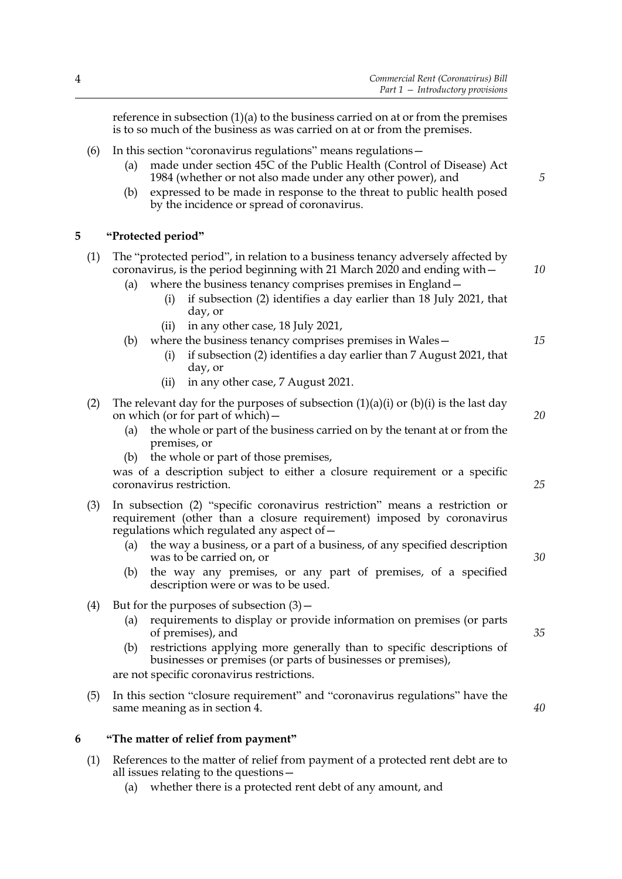reference in subsection (1)(a) to the business carried on at or from the premises is to so much of the business as was carried on at or from the premises.

(6) In this section "coronavirus regulations" means regulations—

  (a) made under section 45C of the Public Health (Control of Disease) Act 1984 (whether or not also made under any other power), and

  (b) expressed to be made in response to the threat to public health posed by the incidence or spread of coronavirus.

## 5 "Protected period"

(1) The "protected period", in relation to a business tenancy adversely affected by coronavirus, is the period beginning with 21 March 2020 and ending with—

  (a) where the business tenancy comprises premises in England—

    (i) if subsection (2) identifies a day earlier than 18 July 2021, that day, or

    (ii) in any other case, 18 July 2021,

  (b) where the business tenancy comprises premises in Wales—

    (i) if subsection (2) identifies a day earlier than 7 August 2021, that day, or

    (ii) in any other case, 7 August 2021.

(2) The relevant day for the purposes of subsection (1)(a)(i) or (b)(i) is the last day on which (or for part of which)—

  (a) the whole or part of the business carried on by the tenant at or from the premises, or

  (b) the whole or part of those premises,

was of a description subject to either a closure requirement or a specific coronavirus restriction.

(3) In subsection (2) "specific coronavirus restriction" means a restriction or requirement (other than a closure requirement) imposed by coronavirus regulations which regulated any aspect of—

  (a) the way a business, or a part of a business, of any specified description was to be carried on, or

  (b) the way any premises, or any part of premises, of a specified description were or was to be used.

(4) But for the purposes of subsection (3)—

  (a) requirements to display or provide information on premises (or parts of premises), and

  (b) restrictions applying more generally than to specific descriptions of businesses or premises (or parts of businesses or premises),

are not specific coronavirus restrictions.

(5) In this section "closure requirement" and "coronavirus regulations" have the same meaning as in section 4.

## 6 "The matter of relief from payment"

(1) References to the matter of relief from payment of a protected rent debt are to all issues relating to the questions—

  (a) whether there is a protected rent debt of any amount, and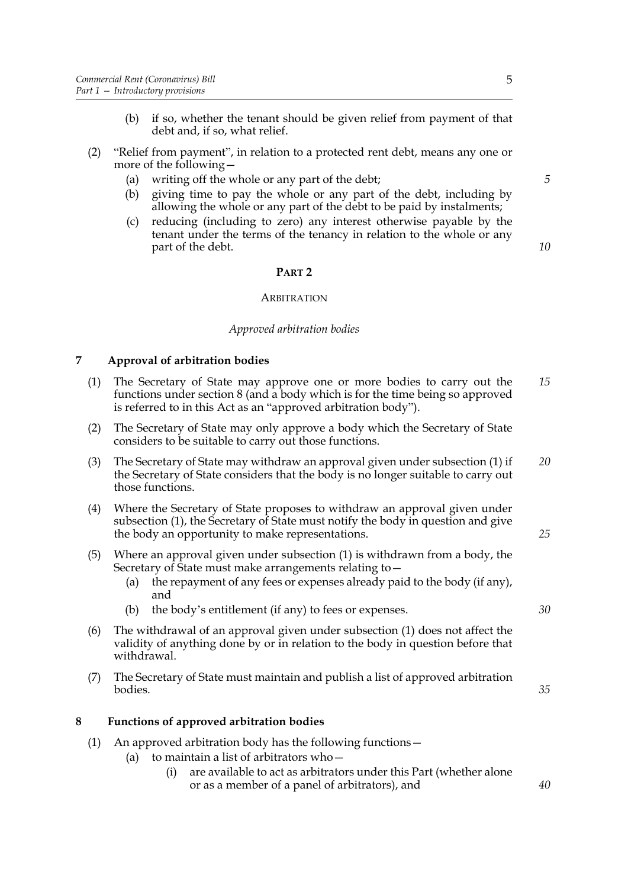(b) if so, whether the tenant should be given relief from payment of that debt and, if so, what relief.

(2) "Relief from payment", in relation to a protected rent debt, means any one or more of the following—

(a) writing off the whole or any part of the debt;

(b) giving time to pay the whole or any part of the debt, including by allowing the whole or any part of the debt to be paid by instalments;

(c) reducing (including to zero) any interest otherwise payable by the tenant under the terms of the tenancy in relation to the whole or any part of the debt.

## PART 2

## ARBITRATION

*Approved arbitration bodies*

### 7 Approval of arbitration bodies

(1) The Secretary of State may approve one or more bodies to carry out the functions under section 8 (and a body which is for the time being so approved is referred to in this Act as an "approved arbitration body").

(2) The Secretary of State may only approve a body which the Secretary of State considers to be suitable to carry out those functions.

(3) The Secretary of State may withdraw an approval given under subsection (1) if the Secretary of State considers that the body is no longer suitable to carry out those functions.

(4) Where the Secretary of State proposes to withdraw an approval given under subsection (1), the Secretary of State must notify the body in question and give the body an opportunity to make representations.

(5) Where an approval given under subsection (1) is withdrawn from a body, the Secretary of State must make arrangements relating to—

(a) the repayment of any fees or expenses already paid to the body (if any), and

(b) the body's entitlement (if any) to fees or expenses.

(6) The withdrawal of an approval given under subsection (1) does not affect the validity of anything done by or in relation to the body in question before that withdrawal.

(7) The Secretary of State must maintain and publish a list of approved arbitration bodies.

### 8 Functions of approved arbitration bodies

(1) An approved arbitration body has the following functions—

(a) to maintain a list of arbitrators who—

(i) are available to act as arbitrators under this Part (whether alone or as a member of a panel of arbitrators), and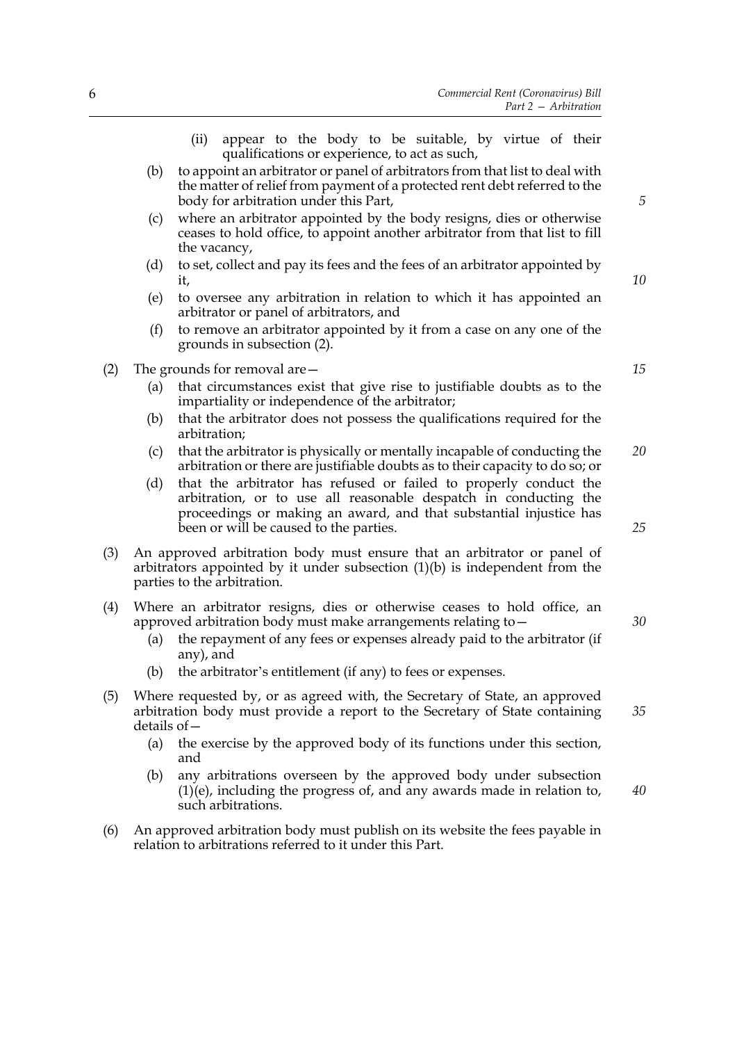(ii) appear to the body to be suitable, by virtue of their qualifications or experience, to act as such,

(b) to appoint an arbitrator or panel of arbitrators from that list to deal with the matter of relief from payment of a protected rent debt referred to the body for arbitration under this Part,

(c) where an arbitrator appointed by the body resigns, dies or otherwise ceases to hold office, to appoint another arbitrator from that list to fill the vacancy,

(d) to set, collect and pay its fees and the fees of an arbitrator appointed by it,

(e) to oversee any arbitration in relation to which it has appointed an arbitrator or panel of arbitrators, and

(f) to remove an arbitrator appointed by it from a case on any one of the grounds in subsection (2).

(2) The grounds for removal are—

(a) that circumstances exist that give rise to justifiable doubts as to the impartiality or independence of the arbitrator;

(b) that the arbitrator does not possess the qualifications required for the arbitration;

(c) that the arbitrator is physically or mentally incapable of conducting the arbitration or there are justifiable doubts as to their capacity to do so; or

(d) that the arbitrator has refused or failed to properly conduct the arbitration, or to use all reasonable despatch in conducting the proceedings or making an award, and that substantial injustice has been or will be caused to the parties.

(3) An approved arbitration body must ensure that an arbitrator or panel of arbitrators appointed by it under subsection (1)(b) is independent from the parties to the arbitration.

(4) Where an arbitrator resigns, dies or otherwise ceases to hold office, an approved arbitration body must make arrangements relating to—

(a) the repayment of any fees or expenses already paid to the arbitrator (if any), and

(b) the arbitrator's entitlement (if any) to fees or expenses.

(5) Where requested by, or as agreed with, the Secretary of State, an approved arbitration body must provide a report to the Secretary of State containing details of—

(a) the exercise by the approved body of its functions under this section, and

(b) any arbitrations overseen by the approved body under subsection (1)(e), including the progress of, and any awards made in relation to, such arbitrations.

(6) An approved arbitration body must publish on its website the fees payable in relation to arbitrations referred to it under this Part.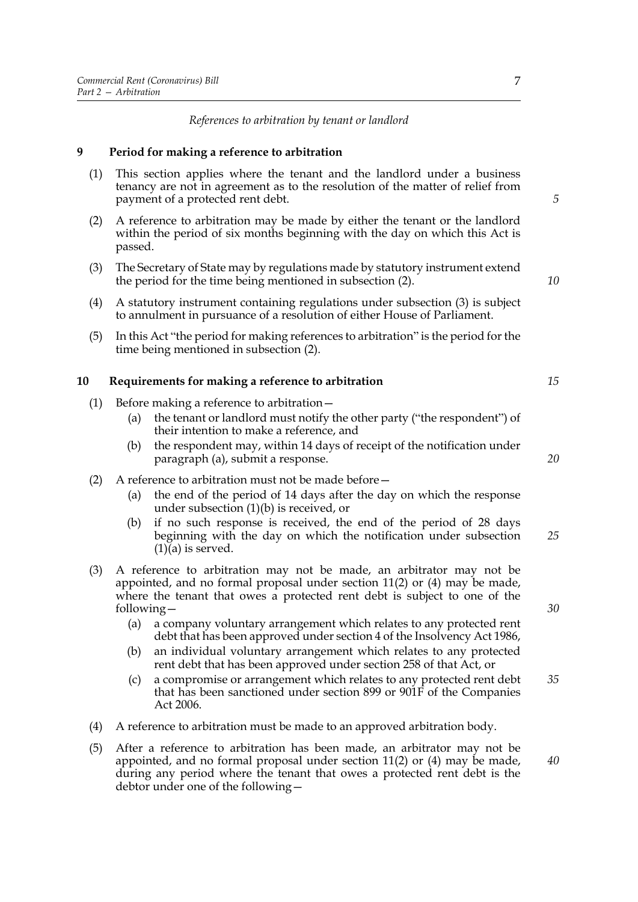*References to arbitration by tenant or landlord*

## 9 Period for making a reference to arbitration

(1) This section applies where the tenant and the landlord under a business tenancy are not in agreement as to the resolution of the matter of relief from payment of a protected rent debt.

(2) A reference to arbitration may be made by either the tenant or the landlord within the period of six months beginning with the day on which this Act is passed.

(3) The Secretary of State may by regulations made by statutory instrument extend the period for the time being mentioned in subsection (2).

(4) A statutory instrument containing regulations under subsection (3) is subject to annulment in pursuance of a resolution of either House of Parliament.

(5) In this Act "the period for making references to arbitration" is the period for the time being mentioned in subsection (2).

## 10 Requirements for making a reference to arbitration

(1) Before making a reference to arbitration—

- (a) the tenant or landlord must notify the other party ("the respondent") of their intention to make a reference, and
- (b) the respondent may, within 14 days of receipt of the notification under paragraph (a), submit a response.

(2) A reference to arbitration must not be made before—

- (a) the end of the period of 14 days after the day on which the response under subsection (1)(b) is received, or
- (b) if no such response is received, the end of the period of 28 days beginning with the day on which the notification under subsection (1)(a) is served.

(3) A reference to arbitration may not be made, an arbitrator may not be appointed, and no formal proposal under section 11(2) or (4) may be made, where the tenant that owes a protected rent debt is subject to one of the following—

- (a) a company voluntary arrangement which relates to any protected rent debt that has been approved under section 4 of the Insolvency Act 1986,
- (b) an individual voluntary arrangement which relates to any protected rent debt that has been approved under section 258 of that Act, or
- (c) a compromise or arrangement which relates to any protected rent debt that has been sanctioned under section 899 or 901F of the Companies Act 2006.

(4) A reference to arbitration must be made to an approved arbitration body.

(5) After a reference to arbitration has been made, an arbitrator may not be appointed, and no formal proposal under section 11(2) or (4) may be made, during any period where the tenant that owes a protected rent debt is the debtor under one of the following—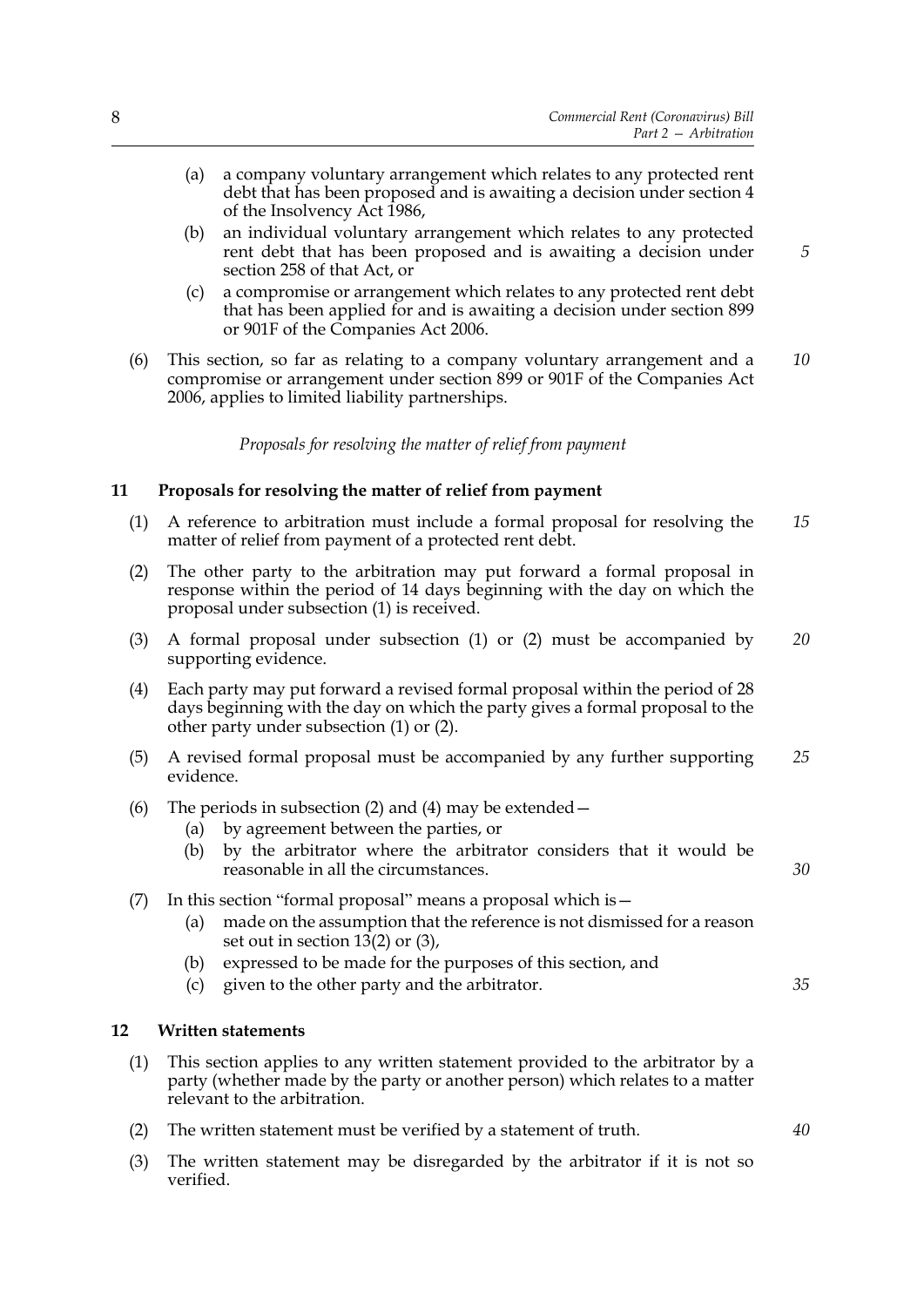(a) a company voluntary arrangement which relates to any protected rent debt that has been proposed and is awaiting a decision under section 4 of the Insolvency Act 1986,

(b) an individual voluntary arrangement which relates to any protected rent debt that has been proposed and is awaiting a decision under section 258 of that Act, or

(c) a compromise or arrangement which relates to any protected rent debt that has been applied for and is awaiting a decision under section 899 or 901F of the Companies Act 2006.

(6) This section, so far as relating to a company voluntary arrangement and a compromise or arrangement under section 899 or 901F of the Companies Act 2006, applies to limited liability partnerships.

*Proposals for resolving the matter of relief from payment*

## 11 Proposals for resolving the matter of relief from payment

(1) A reference to arbitration must include a formal proposal for resolving the matter of relief from payment of a protected rent debt.

(2) The other party to the arbitration may put forward a formal proposal in response within the period of 14 days beginning with the day on which the proposal under subsection (1) is received.

(3) A formal proposal under subsection (1) or (2) must be accompanied by supporting evidence.

(4) Each party may put forward a revised formal proposal within the period of 28 days beginning with the day on which the party gives a formal proposal to the other party under subsection (1) or (2).

(5) A revised formal proposal must be accompanied by any further supporting evidence.

(6) The periods in subsection (2) and (4) may be extended—

(a) by agreement between the parties, or

(b) by the arbitrator where the arbitrator considers that it would be reasonable in all the circumstances.

(7) In this section "formal proposal" means a proposal which is—

(a) made on the assumption that the reference is not dismissed for a reason set out in section 13(2) or (3),

(b) expressed to be made for the purposes of this section, and

(c) given to the other party and the arbitrator.

## 12 Written statements

(1) This section applies to any written statement provided to the arbitrator by a party (whether made by the party or another person) which relates to a matter relevant to the arbitration.

(2) The written statement must be verified by a statement of truth.

(3) The written statement may be disregarded by the arbitrator if it is not so verified.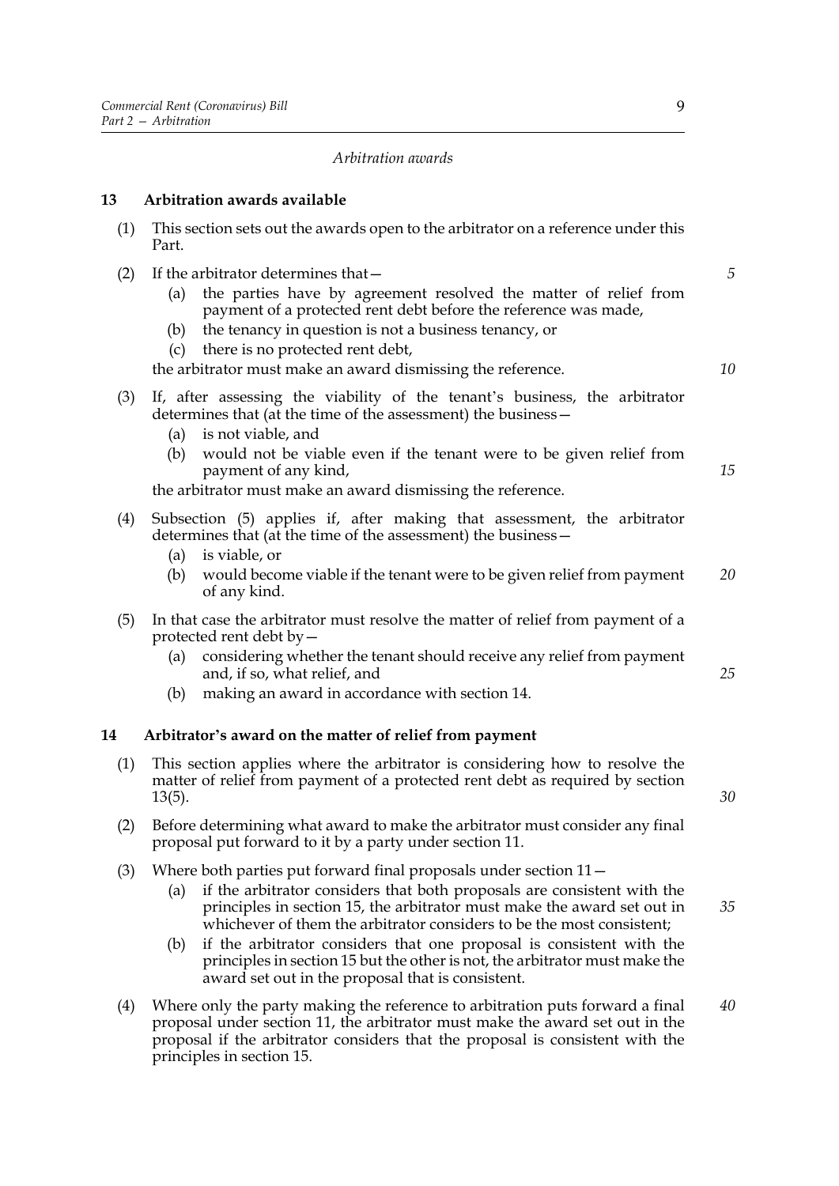*Arbitration awards*

## 13 Arbitration awards available

(1) This section sets out the awards open to the arbitrator on a reference under this Part.

(2) If the arbitrator determines that—

  (a) the parties have by agreement resolved the matter of relief from payment of a protected rent debt before the reference was made,

  (b) the tenancy in question is not a business tenancy, or

  (c) there is no protected rent debt,

the arbitrator must make an award dismissing the reference.

(3) If, after assessing the viability of the tenant's business, the arbitrator determines that (at the time of the assessment) the business—

  (a) is not viable, and

  (b) would not be viable even if the tenant were to be given relief from payment of any kind,

the arbitrator must make an award dismissing the reference.

(4) Subsection (5) applies if, after making that assessment, the arbitrator determines that (at the time of the assessment) the business—

  (a) is viable, or

  (b) would become viable if the tenant were to be given relief from payment of any kind.

(5) In that case the arbitrator must resolve the matter of relief from payment of a protected rent debt by—

  (a) considering whether the tenant should receive any relief from payment and, if so, what relief, and

  (b) making an award in accordance with section 14.

## 14 Arbitrator's award on the matter of relief from payment

(1) This section applies where the arbitrator is considering how to resolve the matter of relief from payment of a protected rent debt as required by section 13(5).

(2) Before determining what award to make the arbitrator must consider any final proposal put forward to it by a party under section 11.

(3) Where both parties put forward final proposals under section 11—

  (a) if the arbitrator considers that both proposals are consistent with the principles in section 15, the arbitrator must make the award set out in whichever of them the arbitrator considers to be the most consistent;

  (b) if the arbitrator considers that one proposal is consistent with the principles in section 15 but the other is not, the arbitrator must make the award set out in the proposal that is consistent.

(4) Where only the party making the reference to arbitration puts forward a final proposal under section 11, the arbitrator must make the award set out in the proposal if the arbitrator considers that the proposal is consistent with the principles in section 15.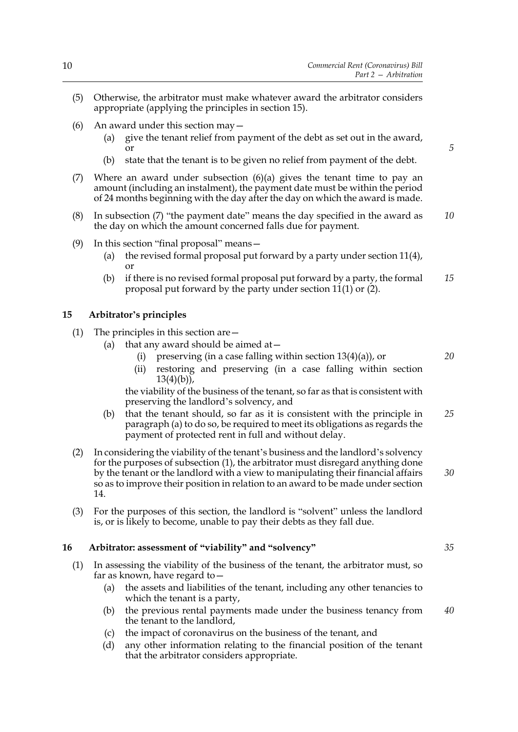(5) Otherwise, the arbitrator must make whatever award the arbitrator considers appropriate (applying the principles in section 15).

(6) An award under this section may—

  (a) give the tenant relief from payment of the debt as set out in the award, or

  (b) state that the tenant is to be given no relief from payment of the debt.

(7) Where an award under subsection (6)(a) gives the tenant time to pay an amount (including an instalment), the payment date must be within the period of 24 months beginning with the day after the day on which the award is made.

(8) In subsection (7) "the payment date" means the day specified in the award as the day on which the amount concerned falls due for payment.

(9) In this section "final proposal" means—

  (a) the revised formal proposal put forward by a party under section 11(4), or

  (b) if there is no revised formal proposal put forward by a party, the formal proposal put forward by the party under section 11(1) or (2).

## 15 Arbitrator's principles

(1) The principles in this section are—

  (a) that any award should be aimed at—

    (i) preserving (in a case falling within section 13(4)(a)), or

    (ii) restoring and preserving (in a case falling within section 13(4)(b)),

  the viability of the business of the tenant, so far as that is consistent with preserving the landlord's solvency, and

  (b) that the tenant should, so far as it is consistent with the principle in paragraph (a) to do so, be required to meet its obligations as regards the payment of protected rent in full and without delay.

(2) In considering the viability of the tenant's business and the landlord's solvency for the purposes of subsection (1), the arbitrator must disregard anything done by the tenant or the landlord with a view to manipulating their financial affairs so as to improve their position in relation to an award to be made under section 14.

(3) For the purposes of this section, the landlord is "solvent" unless the landlord is, or is likely to become, unable to pay their debts as they fall due.

## 16 Arbitrator: assessment of "viability" and "solvency"

(1) In assessing the viability of the business of the tenant, the arbitrator must, so far as known, have regard to—

  (a) the assets and liabilities of the tenant, including any other tenancies to which the tenant is a party,

  (b) the previous rental payments made under the business tenancy from the tenant to the landlord,

  (c) the impact of coronavirus on the business of the tenant, and

  (d) any other information relating to the financial position of the tenant that the arbitrator considers appropriate.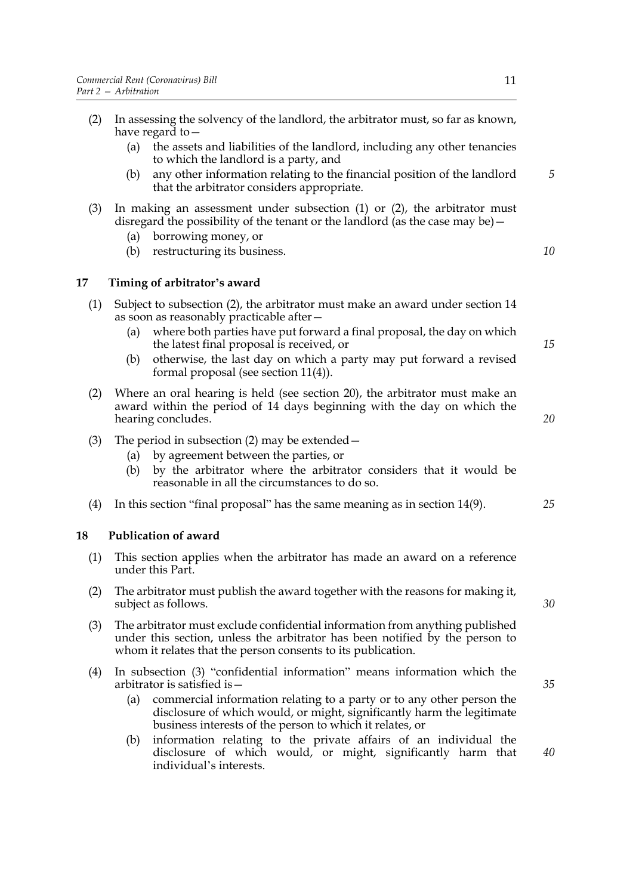(2) In assessing the solvency of the landlord, the arbitrator must, so far as known, have regard to—

  (a) the assets and liabilities of the landlord, including any other tenancies to which the landlord is a party, and

  (b) any other information relating to the financial position of the landlord that the arbitrator considers appropriate.

(3) In making an assessment under subsection (1) or (2), the arbitrator must disregard the possibility of the tenant or the landlord (as the case may be)—

  (a) borrowing money, or

  (b) restructuring its business.

## 17 Timing of arbitrator's award

(1) Subject to subsection (2), the arbitrator must make an award under section 14 as soon as reasonably practicable after—

  (a) where both parties have put forward a final proposal, the day on which the latest final proposal is received, or

  (b) otherwise, the last day on which a party may put forward a revised formal proposal (see section 11(4)).

(2) Where an oral hearing is held (see section 20), the arbitrator must make an award within the period of 14 days beginning with the day on which the hearing concludes.

(3) The period in subsection (2) may be extended—

  (a) by agreement between the parties, or

  (b) by the arbitrator where the arbitrator considers that it would be reasonable in all the circumstances to do so.

(4) In this section "final proposal" has the same meaning as in section 14(9).

## 18 Publication of award

(1) This section applies when the arbitrator has made an award on a reference under this Part.

(2) The arbitrator must publish the award together with the reasons for making it, subject as follows.

(3) The arbitrator must exclude confidential information from anything published under this section, unless the arbitrator has been notified by the person to whom it relates that the person consents to its publication.

(4) In subsection (3) "confidential information" means information which the arbitrator is satisfied is—

  (a) commercial information relating to a party or to any other person the disclosure of which would, or might, significantly harm the legitimate business interests of the person to which it relates, or

  (b) information relating to the private affairs of an individual the disclosure of which would, or might, significantly harm that individual's interests.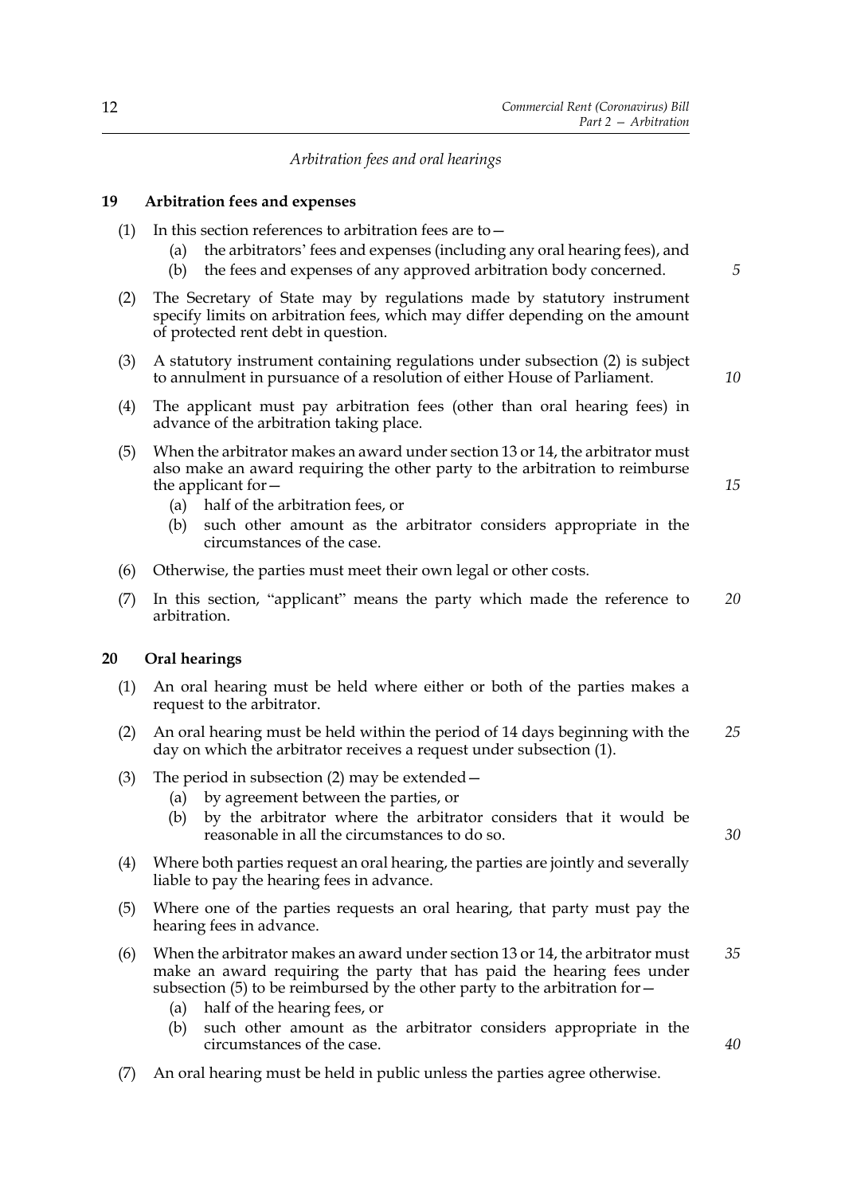*Arbitration fees and oral hearings*

## 19 Arbitration fees and expenses

(1) In this section references to arbitration fees are to—

  (a) the arbitrators' fees and expenses (including any oral hearing fees), and

  (b) the fees and expenses of any approved arbitration body concerned.

(2) The Secretary of State may by regulations made by statutory instrument specify limits on arbitration fees, which may differ depending on the amount of protected rent debt in question.

(3) A statutory instrument containing regulations under subsection (2) is subject to annulment in pursuance of a resolution of either House of Parliament.

(4) The applicant must pay arbitration fees (other than oral hearing fees) in advance of the arbitration taking place.

(5) When the arbitrator makes an award under section 13 or 14, the arbitrator must also make an award requiring the other party to the arbitration to reimburse the applicant for—

  (a) half of the arbitration fees, or

  (b) such other amount as the arbitrator considers appropriate in the circumstances of the case.

(6) Otherwise, the parties must meet their own legal or other costs.

(7) In this section, "applicant" means the party which made the reference to arbitration.

## 20 Oral hearings

(1) An oral hearing must be held where either or both of the parties makes a request to the arbitrator.

(2) An oral hearing must be held within the period of 14 days beginning with the day on which the arbitrator receives a request under subsection (1).

(3) The period in subsection (2) may be extended—

  (a) by agreement between the parties, or

  (b) by the arbitrator where the arbitrator considers that it would be reasonable in all the circumstances to do so.

(4) Where both parties request an oral hearing, the parties are jointly and severally liable to pay the hearing fees in advance.

(5) Where one of the parties requests an oral hearing, that party must pay the hearing fees in advance.

(6) When the arbitrator makes an award under section 13 or 14, the arbitrator must make an award requiring the party that has paid the hearing fees under subsection (5) to be reimbursed by the other party to the arbitration for—

  (a) half of the hearing fees, or

  (b) such other amount as the arbitrator considers appropriate in the circumstances of the case.

(7) An oral hearing must be held in public unless the parties agree otherwise.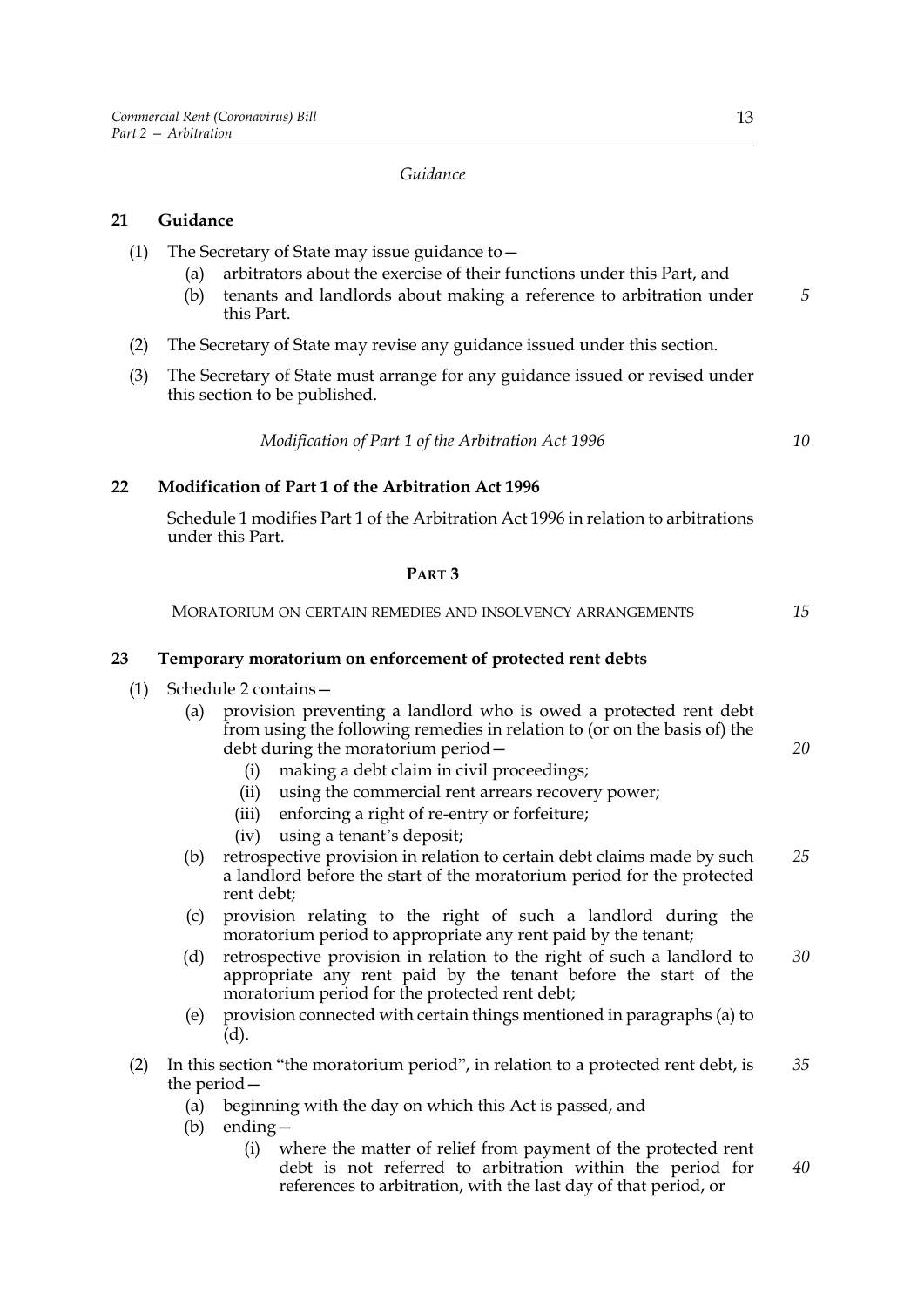*Guidance*

## 21 Guidance

(1) The Secretary of State may issue guidance to—

  (a) arbitrators about the exercise of their functions under this Part, and

  (b) tenants and landlords about making a reference to arbitration under this Part.

(2) The Secretary of State may revise any guidance issued under this section.

(3) The Secretary of State must arrange for any guidance issued or revised under this section to be published.

*Modification of Part 1 of the Arbitration Act 1996*

## 22 Modification of Part 1 of the Arbitration Act 1996

Schedule 1 modifies Part 1 of the Arbitration Act 1996 in relation to arbitrations under this Part.

# PART 3

## MORATORIUM ON CERTAIN REMEDIES AND INSOLVENCY ARRANGEMENTS

## 23 Temporary moratorium on enforcement of protected rent debts

(1) Schedule 2 contains—

  (a) provision preventing a landlord who is owed a protected rent debt from using the following remedies in relation to (or on the basis of) the debt during the moratorium period—

    (i) making a debt claim in civil proceedings;

    (ii) using the commercial rent arrears recovery power;

    (iii) enforcing a right of re-entry or forfeiture;

    (iv) using a tenant's deposit;

  (b) retrospective provision in relation to certain debt claims made by such a landlord before the start of the moratorium period for the protected rent debt;

  (c) provision relating to the right of such a landlord during the moratorium period to appropriate any rent paid by the tenant;

  (d) retrospective provision in relation to the right of such a landlord to appropriate any rent paid by the tenant before the start of the moratorium period for the protected rent debt;

  (e) provision connected with certain things mentioned in paragraphs (a) to (d).

(2) In this section "the moratorium period", in relation to a protected rent debt, is the period—

  (a) beginning with the day on which this Act is passed, and

  (b) ending—

    (i) where the matter of relief from payment of the protected rent debt is not referred to arbitration within the period for references to arbitration, with the last day of that period, or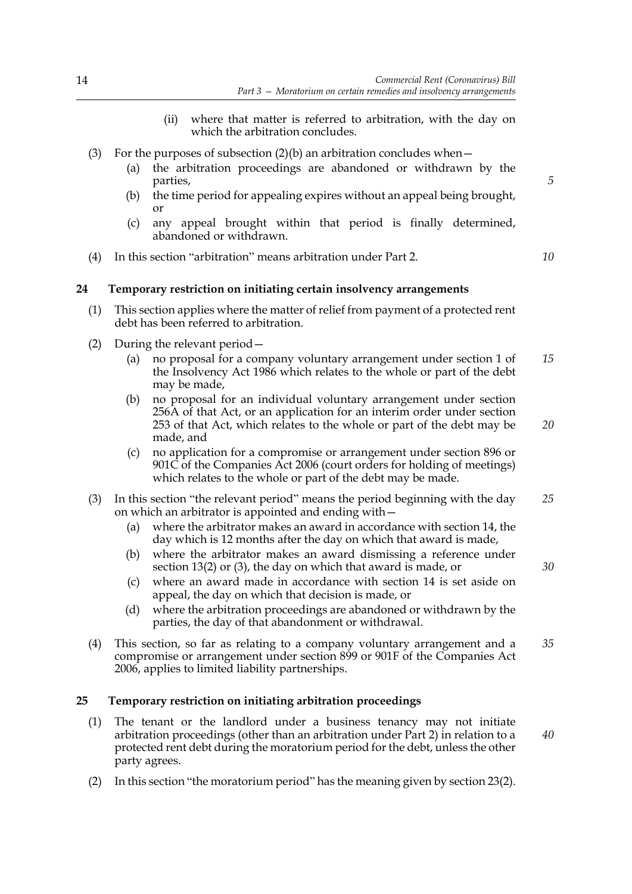(ii) where that matter is referred to arbitration, with the day on which the arbitration concludes.

(3) For the purposes of subsection (2)(b) an arbitration concludes when—

(a) the arbitration proceedings are abandoned or withdrawn by the parties,

(b) the time period for appealing expires without an appeal being brought, or

(c) any appeal brought within that period is finally determined, abandoned or withdrawn.

(4) In this section "arbitration" means arbitration under Part 2.

## 24 Temporary restriction on initiating certain insolvency arrangements

(1) This section applies where the matter of relief from payment of a protected rent debt has been referred to arbitration.

(2) During the relevant period—

(a) no proposal for a company voluntary arrangement under section 1 of the Insolvency Act 1986 which relates to the whole or part of the debt may be made,

(b) no proposal for an individual voluntary arrangement under section 256A of that Act, or an application for an interim order under section 253 of that Act, which relates to the whole or part of the debt may be made, and

(c) no application for a compromise or arrangement under section 896 or 901C of the Companies Act 2006 (court orders for holding of meetings) which relates to the whole or part of the debt may be made.

(3) In this section "the relevant period" means the period beginning with the day on which an arbitrator is appointed and ending with—

(a) where the arbitrator makes an award in accordance with section 14, the day which is 12 months after the day on which that award is made,

(b) where the arbitrator makes an award dismissing a reference under section 13(2) or (3), the day on which that award is made, or

(c) where an award made in accordance with section 14 is set aside on appeal, the day on which that decision is made, or

(d) where the arbitration proceedings are abandoned or withdrawn by the parties, the day of that abandonment or withdrawal.

(4) This section, so far as relating to a company voluntary arrangement and a compromise or arrangement under section 899 or 901F of the Companies Act 2006, applies to limited liability partnerships.

## 25 Temporary restriction on initiating arbitration proceedings

(1) The tenant or the landlord under a business tenancy may not initiate arbitration proceedings (other than an arbitration under Part 2) in relation to a protected rent debt during the moratorium period for the debt, unless the other party agrees.

(2) In this section "the moratorium period" has the meaning given by section 23(2).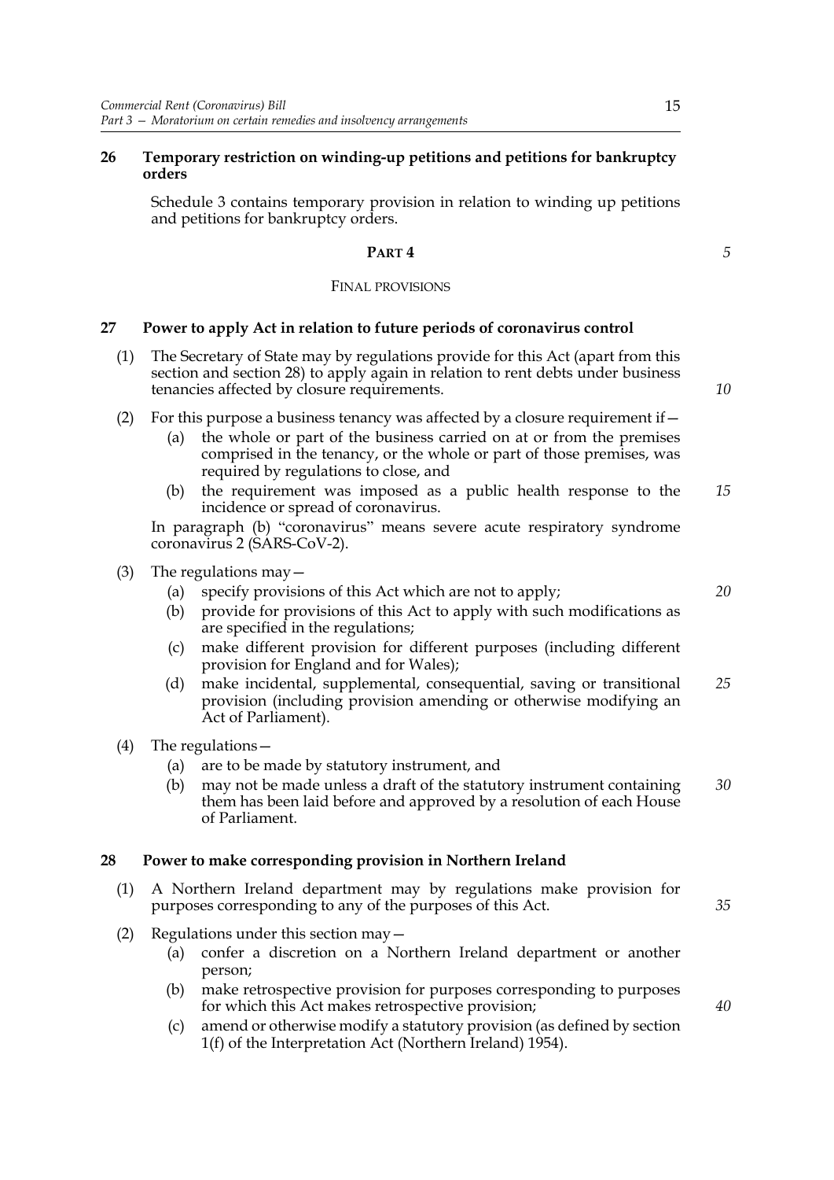**26 Temporary restriction on winding-up petitions and petitions for bankruptcy orders**

Schedule 3 contains temporary provision in relation to winding up petitions and petitions for bankruptcy orders.

## PART 4

### FINAL PROVISIONS

**27 Power to apply Act in relation to future periods of coronavirus control**

(1) The Secretary of State may by regulations provide for this Act (apart from this section and section 28) to apply again in relation to rent debts under business tenancies affected by closure requirements.

(2) For this purpose a business tenancy was affected by a closure requirement if—

(a) the whole or part of the business carried on at or from the premises comprised in the tenancy, or the whole or part of those premises, was required by regulations to close, and

(b) the requirement was imposed as a public health response to the incidence or spread of coronavirus.

In paragraph (b) "coronavirus" means severe acute respiratory syndrome coronavirus 2 (SARS-CoV-2).

(3) The regulations may—

(a) specify provisions of this Act which are not to apply;

(b) provide for provisions of this Act to apply with such modifications as are specified in the regulations;

(c) make different provision for different purposes (including different provision for England and for Wales);

(d) make incidental, supplemental, consequential, saving or transitional provision (including provision amending or otherwise modifying an Act of Parliament).

(4) The regulations—

(a) are to be made by statutory instrument, and

(b) may not be made unless a draft of the statutory instrument containing them has been laid before and approved by a resolution of each House of Parliament.

**28 Power to make corresponding provision in Northern Ireland**

(1) A Northern Ireland department may by regulations make provision for purposes corresponding to any of the purposes of this Act.

(2) Regulations under this section may—

(a) confer a discretion on a Northern Ireland department or another person;

(b) make retrospective provision for purposes corresponding to purposes for which this Act makes retrospective provision;

(c) amend or otherwise modify a statutory provision (as defined by section 1(f) of the Interpretation Act (Northern Ireland) 1954).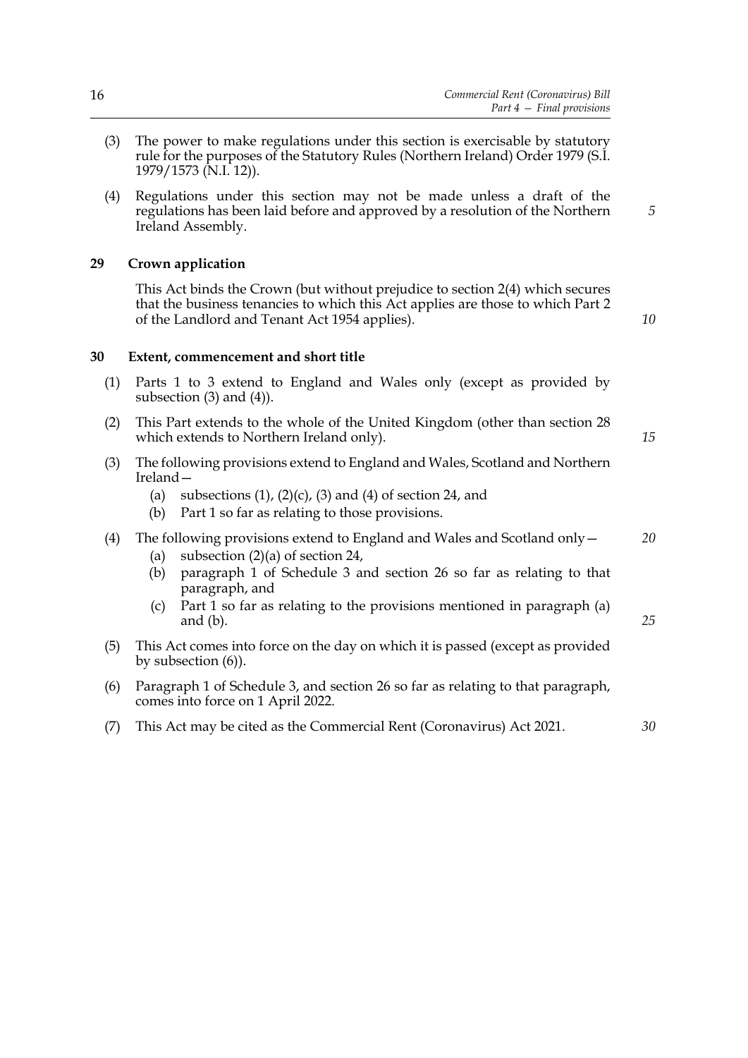(3) The power to make regulations under this section is exercisable by statutory rule for the purposes of the Statutory Rules (Northern Ireland) Order 1979 (S.I. 1979/1573 (N.I. 12)).

(4) Regulations under this section may not be made unless a draft of the regulations has been laid before and approved by a resolution of the Northern Ireland Assembly.

## 29 Crown application

This Act binds the Crown (but without prejudice to section 2(4) which secures that the business tenancies to which this Act applies are those to which Part 2 of the Landlord and Tenant Act 1954 applies).

## 30 Extent, commencement and short title

(1) Parts 1 to 3 extend to England and Wales only (except as provided by subsection (3) and (4)).

(2) This Part extends to the whole of the United Kingdom (other than section 28 which extends to Northern Ireland only).

(3) The following provisions extend to England and Wales, Scotland and Northern Ireland—

- (a) subsections (1), (2)(c), (3) and (4) of section 24, and
- (b) Part 1 so far as relating to those provisions.

(4) The following provisions extend to England and Wales and Scotland only—

- (a) subsection (2)(a) of section 24,
- (b) paragraph 1 of Schedule 3 and section 26 so far as relating to that paragraph, and
- (c) Part 1 so far as relating to the provisions mentioned in paragraph (a) and (b).

(5) This Act comes into force on the day on which it is passed (except as provided by subsection (6)).

(6) Paragraph 1 of Schedule 3, and section 26 so far as relating to that paragraph, comes into force on 1 April 2022.

(7) This Act may be cited as the Commercial Rent (Coronavirus) Act 2021.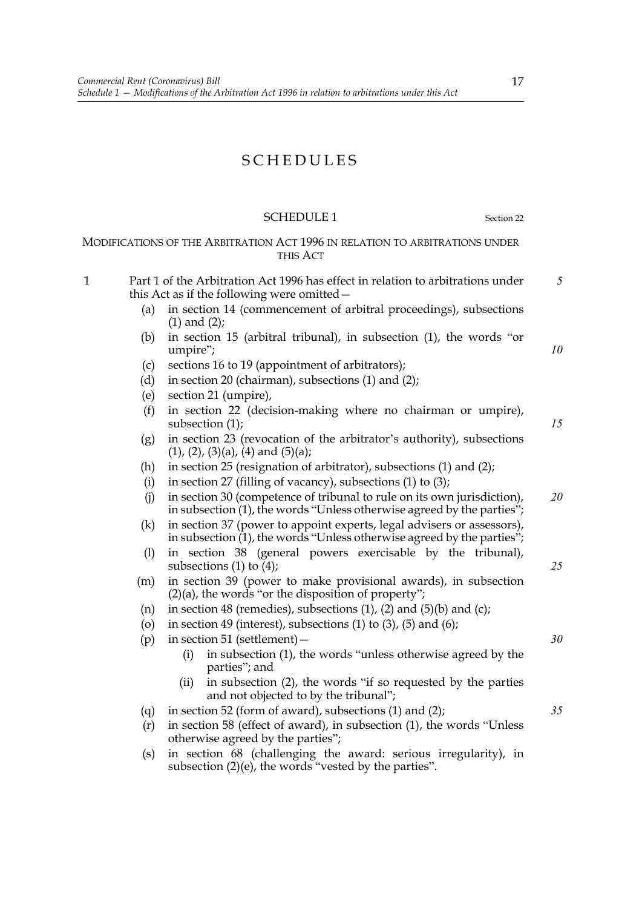# SCHEDULES

## SCHEDULE 1

Section 22

### MODIFICATIONS OF THE ARBITRATION ACT 1996 IN RELATION TO ARBITRATIONS UNDER THIS ACT

1 Part 1 of the Arbitration Act 1996 has effect in relation to arbitrations under this Act as if the following were omitted—

- (a) in section 14 (commencement of arbitral proceedings), subsections (1) and (2);
- (b) in section 15 (arbitral tribunal), in subsection (1), the words "or umpire";
- (c) sections 16 to 19 (appointment of arbitrators);
- (d) in section 20 (chairman), subsections (1) and (2);
- (e) section 21 (umpire),
- (f) in section 22 (decision-making where no chairman or umpire), subsection (1);
- (g) in section 23 (revocation of the arbitrator's authority), subsections (1), (2), (3)(a), (4) and (5)(a);
- (h) in section 25 (resignation of arbitrator), subsections (1) and (2);
- (i) in section 27 (filling of vacancy), subsections (1) to (3);
- (j) in section 30 (competence of tribunal to rule on its own jurisdiction), in subsection (1), the words "Unless otherwise agreed by the parties";
- (k) in section 37 (power to appoint experts, legal advisers or assessors), in subsection (1), the words "Unless otherwise agreed by the parties";
- (l) in section 38 (general powers exercisable by the tribunal), subsections (1) to (4);
- (m) in section 39 (power to make provisional awards), in subsection (2)(a), the words "or the disposition of property";
- (n) in section 48 (remedies), subsections (1), (2) and (5)(b) and (c);
- (o) in section 49 (interest), subsections (1) to (3), (5) and (6);
- (p) in section 51 (settlement)—
  - (i) in subsection (1), the words "unless otherwise agreed by the parties"; and
  - (ii) in subsection (2), the words "if so requested by the parties and not objected to by the tribunal";
- (q) in section 52 (form of award), subsections (1) and (2);
- (r) in section 58 (effect of award), in subsection (1), the words "Unless otherwise agreed by the parties";
- (s) in section 68 (challenging the award: serious irregularity), in subsection (2)(e), the words "vested by the parties".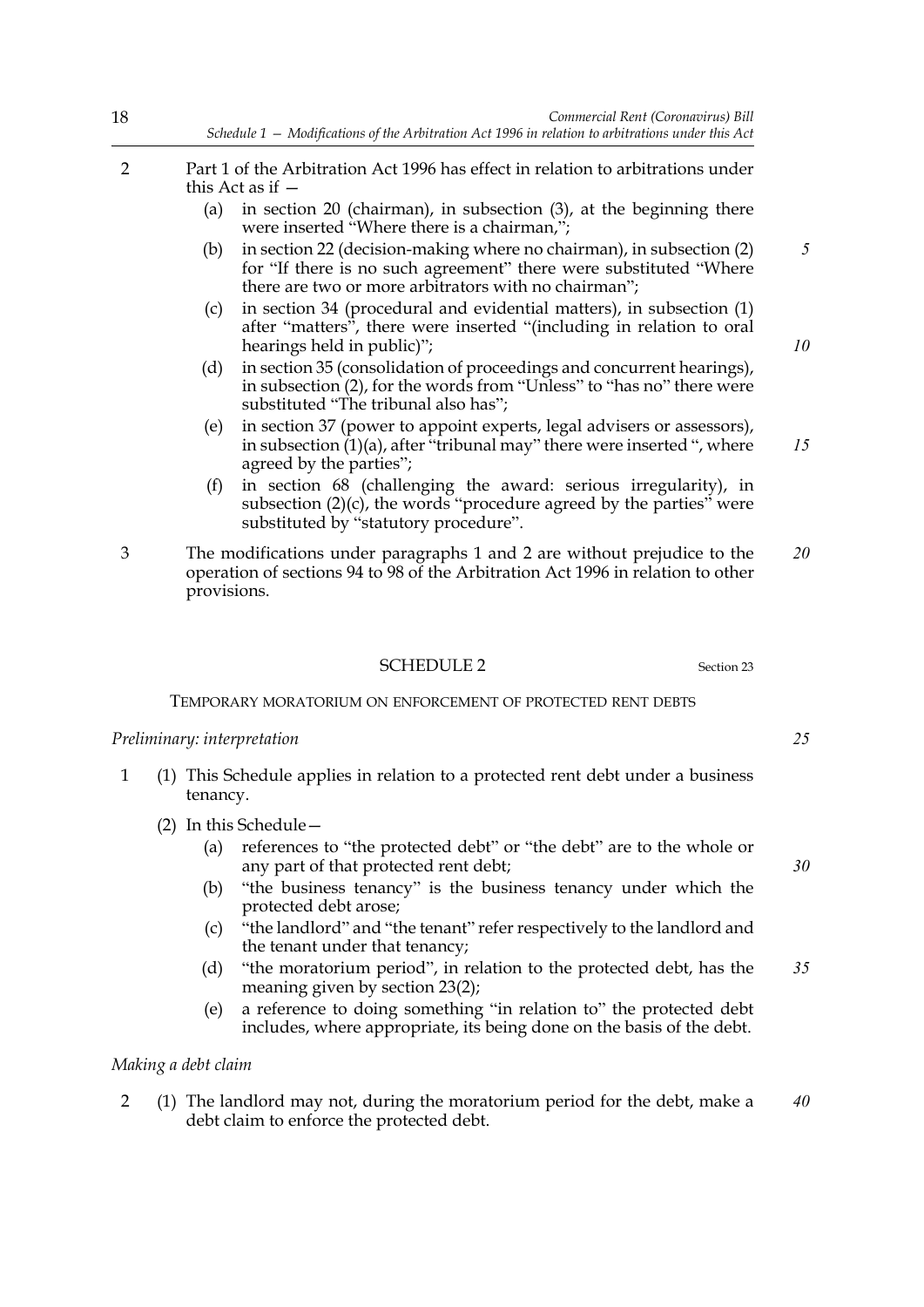2 Part 1 of the Arbitration Act 1996 has effect in relation to arbitrations under this Act as if —

   (a) in section 20 (chairman), in subsection (3), at the beginning there were inserted "Where there is a chairman,";

   (b) in section 22 (decision-making where no chairman), in subsection (2) for "If there is no such agreement" there were substituted "Where there are two or more arbitrators with no chairman";

   (c) in section 34 (procedural and evidential matters), in subsection (1) after "matters", there were inserted "(including in relation to oral hearings held in public)";

   (d) in section 35 (consolidation of proceedings and concurrent hearings), in subsection (2), for the words from "Unless" to "has no" there were substituted "The tribunal also has";

   (e) in section 37 (power to appoint experts, legal advisers or assessors), in subsection (1)(a), after "tribunal may" there were inserted ", where agreed by the parties";

   (f) in section 68 (challenging the award: serious irregularity), in subsection (2)(c), the words "procedure agreed by the parties" were substituted by "statutory procedure".

3 The modifications under paragraphs 1 and 2 are without prejudice to the operation of sections 94 to 98 of the Arbitration Act 1996 in relation to other provisions.

## SCHEDULE 2

Section 23

TEMPORARY MORATORIUM ON ENFORCEMENT OF PROTECTED RENT DEBTS

*Preliminary: interpretation*

1 (1) This Schedule applies in relation to a protected rent debt under a business tenancy.

   (2) In this Schedule—

   (a) references to "the protected debt" or "the debt" are to the whole or any part of that protected rent debt;

   (b) "the business tenancy" is the business tenancy under which the protected debt arose;

   (c) "the landlord" and "the tenant" refer respectively to the landlord and the tenant under that tenancy;

   (d) "the moratorium period", in relation to the protected debt, has the meaning given by section 23(2);

   (e) a reference to doing something "in relation to" the protected debt includes, where appropriate, its being done on the basis of the debt.

*Making a debt claim*

2 (1) The landlord may not, during the moratorium period for the debt, make a debt claim to enforce the protected debt.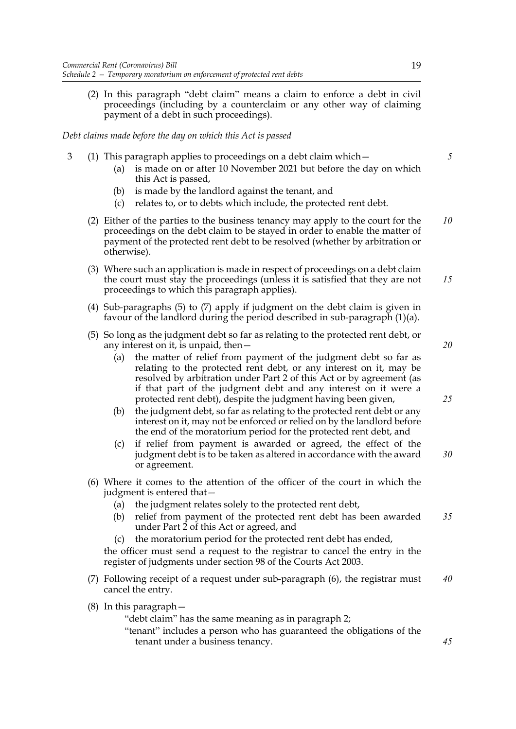(2) In this paragraph "debt claim" means a claim to enforce a debt in civil proceedings (including by a counterclaim or any other way of claiming payment of a debt in such proceedings).

*Debt claims made before the day on which this Act is passed*

3 (1) This paragraph applies to proceedings on a debt claim which—

(a) is made on or after 10 November 2021 but before the day on which this Act is passed,

(b) is made by the landlord against the tenant, and

(c) relates to, or to debts which include, the protected rent debt.

(2) Either of the parties to the business tenancy may apply to the court for the proceedings on the debt claim to be stayed in order to enable the matter of payment of the protected rent debt to be resolved (whether by arbitration or otherwise).

(3) Where such an application is made in respect of proceedings on a debt claim the court must stay the proceedings (unless it is satisfied that they are not proceedings to which this paragraph applies).

(4) Sub-paragraphs (5) to (7) apply if judgment on the debt claim is given in favour of the landlord during the period described in sub-paragraph (1)(a).

(5) So long as the judgment debt so far as relating to the protected rent debt, or any interest on it, is unpaid, then—

(a) the matter of relief from payment of the judgment debt so far as relating to the protected rent debt, or any interest on it, may be resolved by arbitration under Part 2 of this Act or by agreement (as if that part of the judgment debt and any interest on it were a protected rent debt), despite the judgment having been given,

(b) the judgment debt, so far as relating to the protected rent debt or any interest on it, may not be enforced or relied on by the landlord before the end of the moratorium period for the protected rent debt, and

(c) if relief from payment is awarded or agreed, the effect of the judgment debt is to be taken as altered in accordance with the award or agreement.

(6) Where it comes to the attention of the officer of the court in which the judgment is entered that—

(a) the judgment relates solely to the protected rent debt,

(b) relief from payment of the protected rent debt has been awarded under Part 2 of this Act or agreed, and

(c) the moratorium period for the protected rent debt has ended,

the officer must send a request to the registrar to cancel the entry in the register of judgments under section 98 of the Courts Act 2003.

(7) Following receipt of a request under sub-paragraph (6), the registrar must cancel the entry.

(8) In this paragraph—

"debt claim" has the same meaning as in paragraph 2;

"tenant" includes a person who has guaranteed the obligations of the tenant under a business tenancy.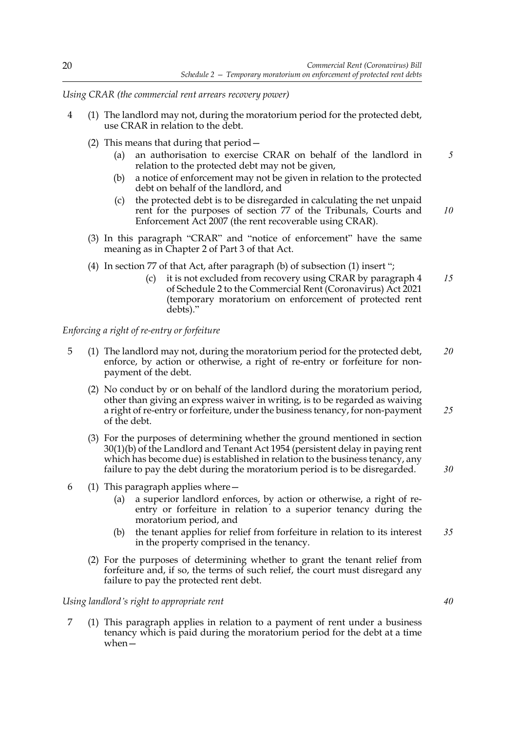*Using CRAR (the commercial rent arrears recovery power)*

4 (1) The landlord may not, during the moratorium period for the protected debt, use CRAR in relation to the debt.

(2) This means that during that period—

(a) an authorisation to exercise CRAR on behalf of the landlord in relation to the protected debt may not be given,

(b) a notice of enforcement may not be given in relation to the protected debt on behalf of the landlord, and

(c) the protected debt is to be disregarded in calculating the net unpaid rent for the purposes of section 77 of the Tribunals, Courts and Enforcement Act 2007 (the rent recoverable using CRAR).

(3) In this paragraph "CRAR" and "notice of enforcement" have the same meaning as in Chapter 2 of Part 3 of that Act.

(4) In section 77 of that Act, after paragraph (b) of subsection (1) insert ";

(c) it is not excluded from recovery using CRAR by paragraph 4 of Schedule 2 to the Commercial Rent (Coronavirus) Act 2021 (temporary moratorium on enforcement of protected rent debts)."

*Enforcing a right of re-entry or forfeiture*

5 (1) The landlord may not, during the moratorium period for the protected debt, enforce, by action or otherwise, a right of re-entry or forfeiture for non-payment of the debt.

(2) No conduct by or on behalf of the landlord during the moratorium period, other than giving an express waiver in writing, is to be regarded as waiving a right of re-entry or forfeiture, under the business tenancy, for non-payment of the debt.

(3) For the purposes of determining whether the ground mentioned in section 30(1)(b) of the Landlord and Tenant Act 1954 (persistent delay in paying rent which has become due) is established in relation to the business tenancy, any failure to pay the debt during the moratorium period is to be disregarded.

6 (1) This paragraph applies where—

(a) a superior landlord enforces, by action or otherwise, a right of re-entry or forfeiture in relation to a superior tenancy during the moratorium period, and

(b) the tenant applies for relief from forfeiture in relation to its interest in the property comprised in the tenancy.

(2) For the purposes of determining whether to grant the tenant relief from forfeiture and, if so, the terms of such relief, the court must disregard any failure to pay the protected rent debt.

*Using landlord's right to appropriate rent*

7 (1) This paragraph applies in relation to a payment of rent under a business tenancy which is paid during the moratorium period for the debt at a time when—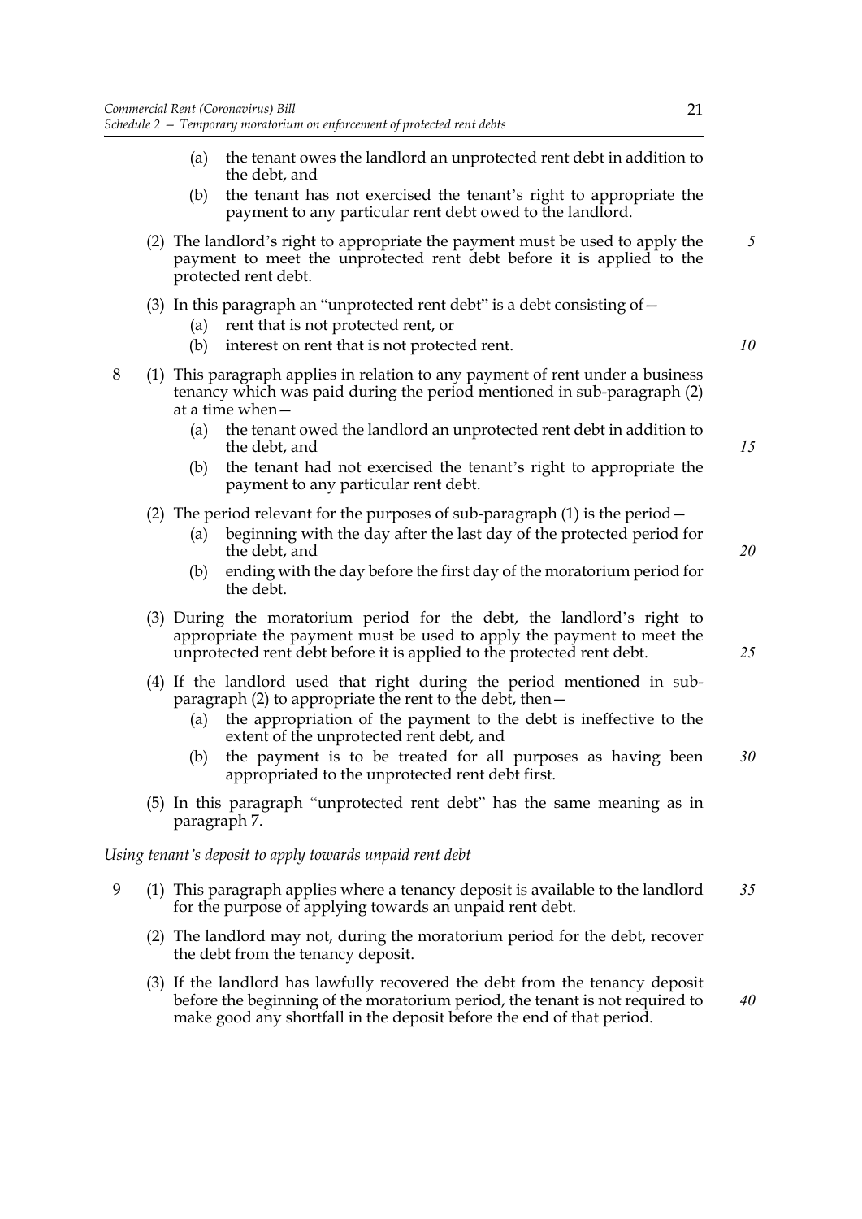(a) the tenant owes the landlord an unprotected rent debt in addition to the debt, and

(b) the tenant has not exercised the tenant's right to appropriate the payment to any particular rent debt owed to the landlord.

(2) The landlord's right to appropriate the payment must be used to apply the payment to meet the unprotected rent debt before it is applied to the protected rent debt.

(3) In this paragraph an "unprotected rent debt" is a debt consisting of—

(a) rent that is not protected rent, or

(b) interest on rent that is not protected rent.

8 (1) This paragraph applies in relation to any payment of rent under a business tenancy which was paid during the period mentioned in sub-paragraph (2) at a time when—

(a) the tenant owed the landlord an unprotected rent debt in addition to the debt, and

(b) the tenant had not exercised the tenant's right to appropriate the payment to any particular rent debt.

(2) The period relevant for the purposes of sub-paragraph (1) is the period—

(a) beginning with the day after the last day of the protected period for the debt, and

(b) ending with the day before the first day of the moratorium period for the debt.

(3) During the moratorium period for the debt, the landlord's right to appropriate the payment must be used to apply the payment to meet the unprotected rent debt before it is applied to the protected rent debt.

(4) If the landlord used that right during the period mentioned in sub-paragraph (2) to appropriate the rent to the debt, then—

(a) the appropriation of the payment to the debt is ineffective to the extent of the unprotected rent debt, and

(b) the payment is to be treated for all purposes as having been appropriated to the unprotected rent debt first.

(5) In this paragraph "unprotected rent debt" has the same meaning as in paragraph 7.

*Using tenant's deposit to apply towards unpaid rent debt*

9 (1) This paragraph applies where a tenancy deposit is available to the landlord for the purpose of applying towards an unpaid rent debt.

(2) The landlord may not, during the moratorium period for the debt, recover the debt from the tenancy deposit.

(3) If the landlord has lawfully recovered the debt from the tenancy deposit before the beginning of the moratorium period, the tenant is not required to make good any shortfall in the deposit before the end of that period.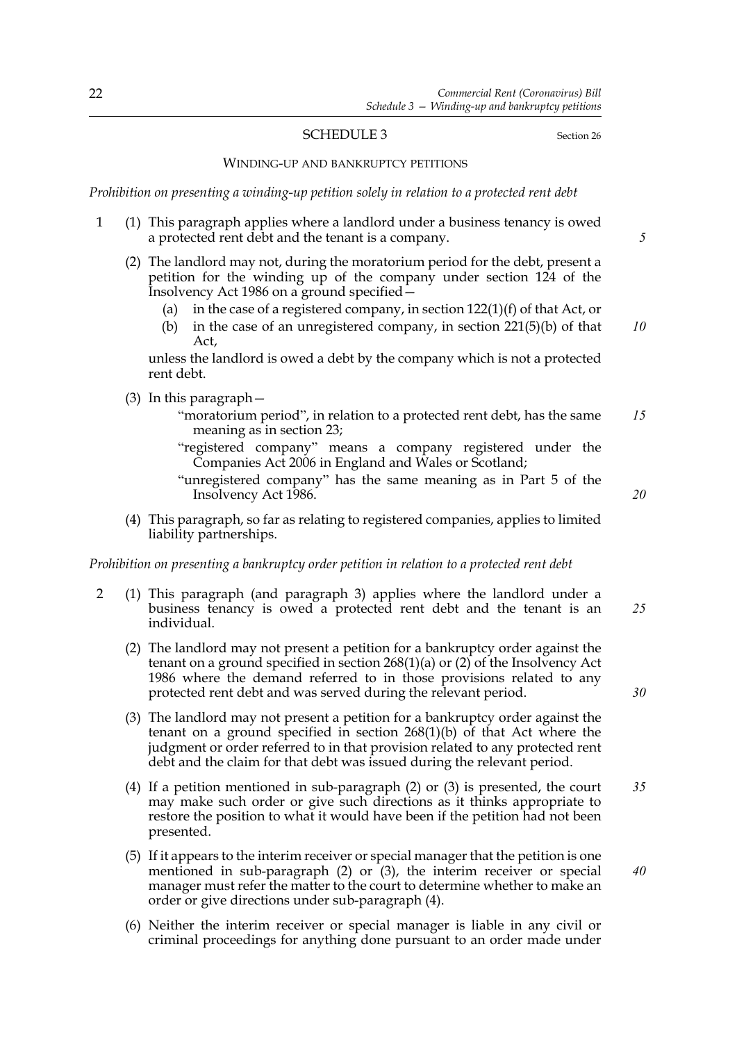## SCHEDULE 3

Section 26

### WINDING-UP AND BANKRUPTCY PETITIONS

*Prohibition on presenting a winding-up petition solely in relation to a protected rent debt*

1 (1) This paragraph applies where a landlord under a business tenancy is owed a protected rent debt and the tenant is a company.

(2) The landlord may not, during the moratorium period for the debt, present a petition for the winding up of the company under section 124 of the Insolvency Act 1986 on a ground specified—

- (a) in the case of a registered company, in section 122(1)(f) of that Act, or
- (b) in the case of an unregistered company, in section 221(5)(b) of that Act,

unless the landlord is owed a debt by the company which is not a protected rent debt.

(3) In this paragraph—

"moratorium period", in relation to a protected rent debt, has the same meaning as in section 23;

"registered company" means a company registered under the Companies Act 2006 in England and Wales or Scotland;

"unregistered company" has the same meaning as in Part 5 of the Insolvency Act 1986.

(4) This paragraph, so far as relating to registered companies, applies to limited liability partnerships.

*Prohibition on presenting a bankruptcy order petition in relation to a protected rent debt*

2 (1) This paragraph (and paragraph 3) applies where the landlord under a business tenancy is owed a protected rent debt and the tenant is an individual.

(2) The landlord may not present a petition for a bankruptcy order against the tenant on a ground specified in section 268(1)(a) or (2) of the Insolvency Act 1986 where the demand referred to in those provisions related to any protected rent debt and was served during the relevant period.

(3) The landlord may not present a petition for a bankruptcy order against the tenant on a ground specified in section 268(1)(b) of that Act where the judgment or order referred to in that provision related to any protected rent debt and the claim for that debt was issued during the relevant period.

(4) If a petition mentioned in sub-paragraph (2) or (3) is presented, the court may make such order or give such directions as it thinks appropriate to restore the position to what it would have been if the petition had not been presented.

(5) If it appears to the interim receiver or special manager that the petition is one mentioned in sub-paragraph (2) or (3), the interim receiver or special manager must refer the matter to the court to determine whether to make an order or give directions under sub-paragraph (4).

(6) Neither the interim receiver or special manager is liable in any civil or criminal proceedings for anything done pursuant to an order made under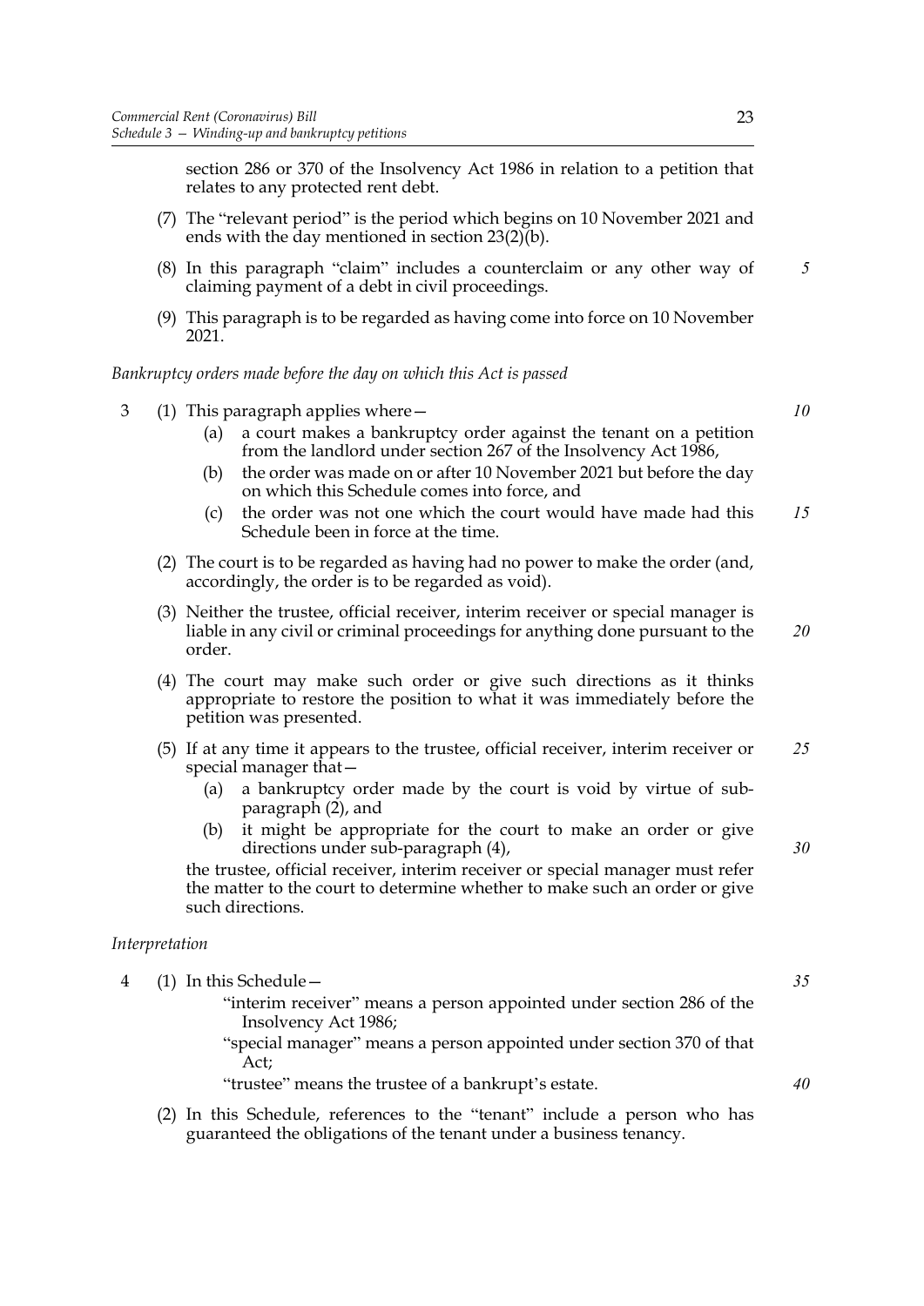section 286 or 370 of the Insolvency Act 1986 in relation to a petition that relates to any protected rent debt.

(7) The "relevant period" is the period which begins on 10 November 2021 and ends with the day mentioned in section 23(2)(b).

(8) In this paragraph "claim" includes a counterclaim or any other way of claiming payment of a debt in civil proceedings.

(9) This paragraph is to be regarded as having come into force on 10 November 2021.

*Bankruptcy orders made before the day on which this Act is passed*

3 (1) This paragraph applies where—

(a) a court makes a bankruptcy order against the tenant on a petition from the landlord under section 267 of the Insolvency Act 1986,

(b) the order was made on or after 10 November 2021 but before the day on which this Schedule comes into force, and

(c) the order was not one which the court would have made had this Schedule been in force at the time.

(2) The court is to be regarded as having had no power to make the order (and, accordingly, the order is to be regarded as void).

(3) Neither the trustee, official receiver, interim receiver or special manager is liable in any civil or criminal proceedings for anything done pursuant to the order.

(4) The court may make such order or give such directions as it thinks appropriate to restore the position to what it was immediately before the petition was presented.

(5) If at any time it appears to the trustee, official receiver, interim receiver or special manager that—

(a) a bankruptcy order made by the court is void by virtue of sub-paragraph (2), and

(b) it might be appropriate for the court to make an order or give directions under sub-paragraph (4),

the trustee, official receiver, interim receiver or special manager must refer the matter to the court to determine whether to make such an order or give such directions.

*Interpretation*

4 (1) In this Schedule—

"interim receiver" means a person appointed under section 286 of the Insolvency Act 1986;

"special manager" means a person appointed under section 370 of that Act;

"trustee" means the trustee of a bankrupt's estate.

(2) In this Schedule, references to the "tenant" include a person who has guaranteed the obligations of the tenant under a business tenancy.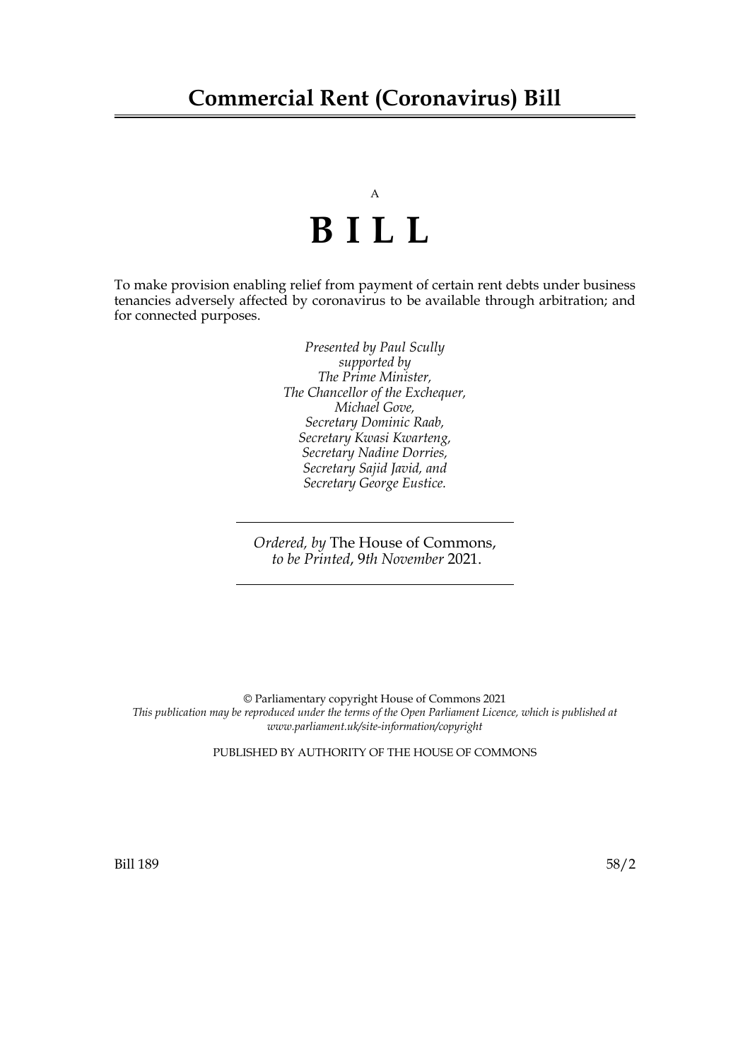# Commercial Rent (Coronavirus) Bill

A

# B I L L

To make provision enabling relief from payment of certain rent debts under business tenancies adversely affected by coronavirus to be available through arbitration; and for connected purposes.

*Presented by Paul Scully*
*supported by*
*The Prime Minister,*
*The Chancellor of the Exchequer,*
*Michael Gove,*
*Secretary Dominic Raab,*
*Secretary Kwasi Kwarteng,*
*Secretary Nadine Dorries,*
*Secretary Sajid Javid, and*
*Secretary George Eustice.*

*Ordered, by* The House of Commons, *to be Printed*, 9*th November* 2021.

© Parliamentary copyright House of Commons 2021
*This publication may be reproduced under the terms of the Open Parliament Licence, which is published at www.parliament.uk/site-information/copyright*

PUBLISHED BY AUTHORITY OF THE HOUSE OF COMMONS

Bill 189 58/2